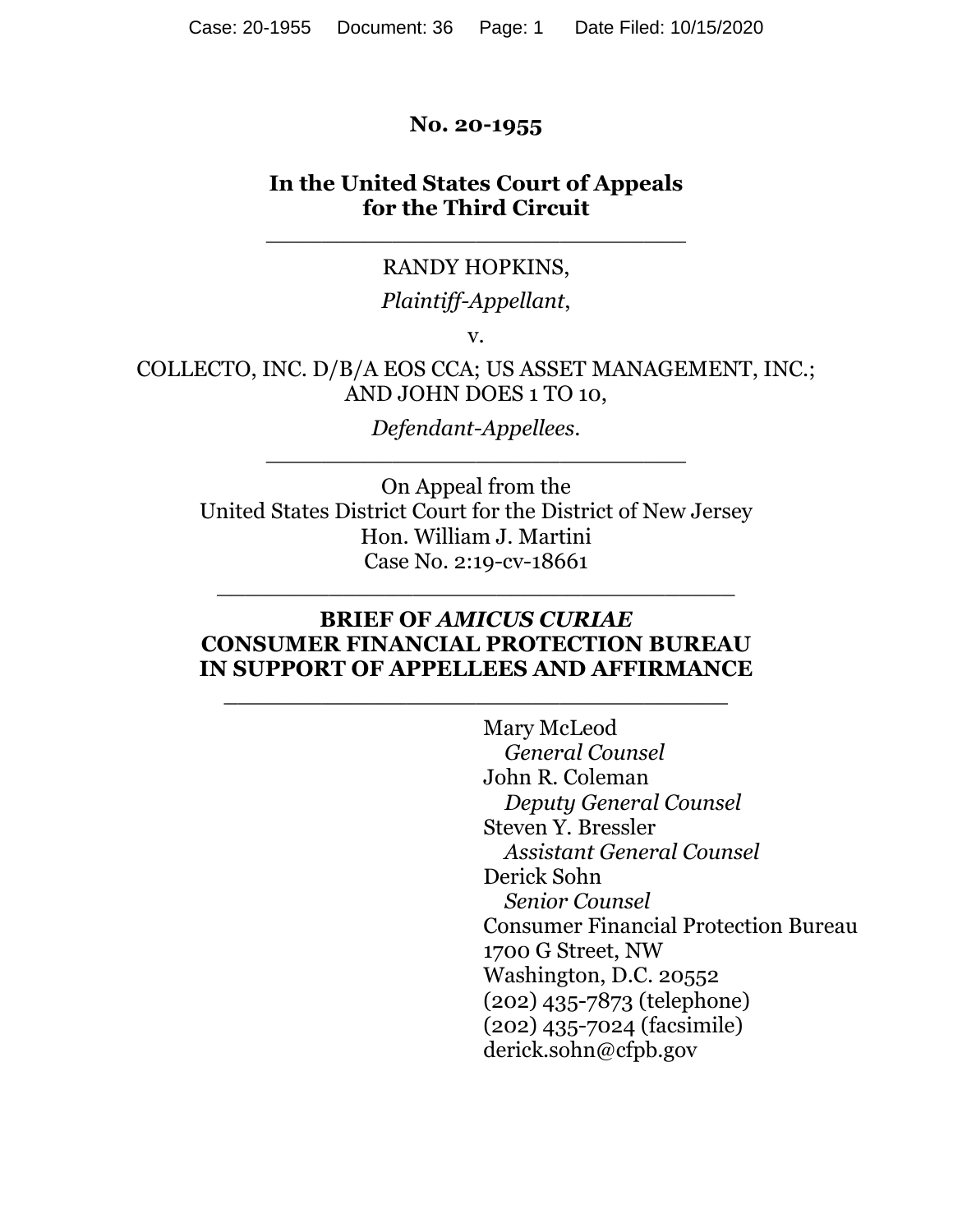**No. 20-1955**

**In the United States Court of Appeals for the Third Circuit**

---

RANDY HOPKINS,

*Plaintiff-Appellant*,

v.

COLLECTO, INC. D/B/A EOS CCA; US ASSET MANAGEMENT, INC.; AND JOHN DOES 1 TO 10,

*Defendant-Appellees*.

---

On Appeal from the
United States District Court for the District of New Jersey
Hon. William J. Martini
Case No. 2:19-cv-18661

---

**BRIEF OF *AMICUS CURIAE* CONSUMER FINANCIAL PROTECTION BUREAU IN SUPPORT OF APPELLEES AND AFFIRMANCE**

---

Mary McLeod
*General Counsel*
John R. Coleman
*Deputy General Counsel*
Steven Y. Bressler
*Assistant General Counsel*
Derick Sohn
*Senior Counsel*
Consumer Financial Protection Bureau
1700 G Street, NW
Washington, D.C. 20552
(202) 435-7873 (telephone)
(202) 435-7024 (facsimile)
derick.sohn@cfpb.gov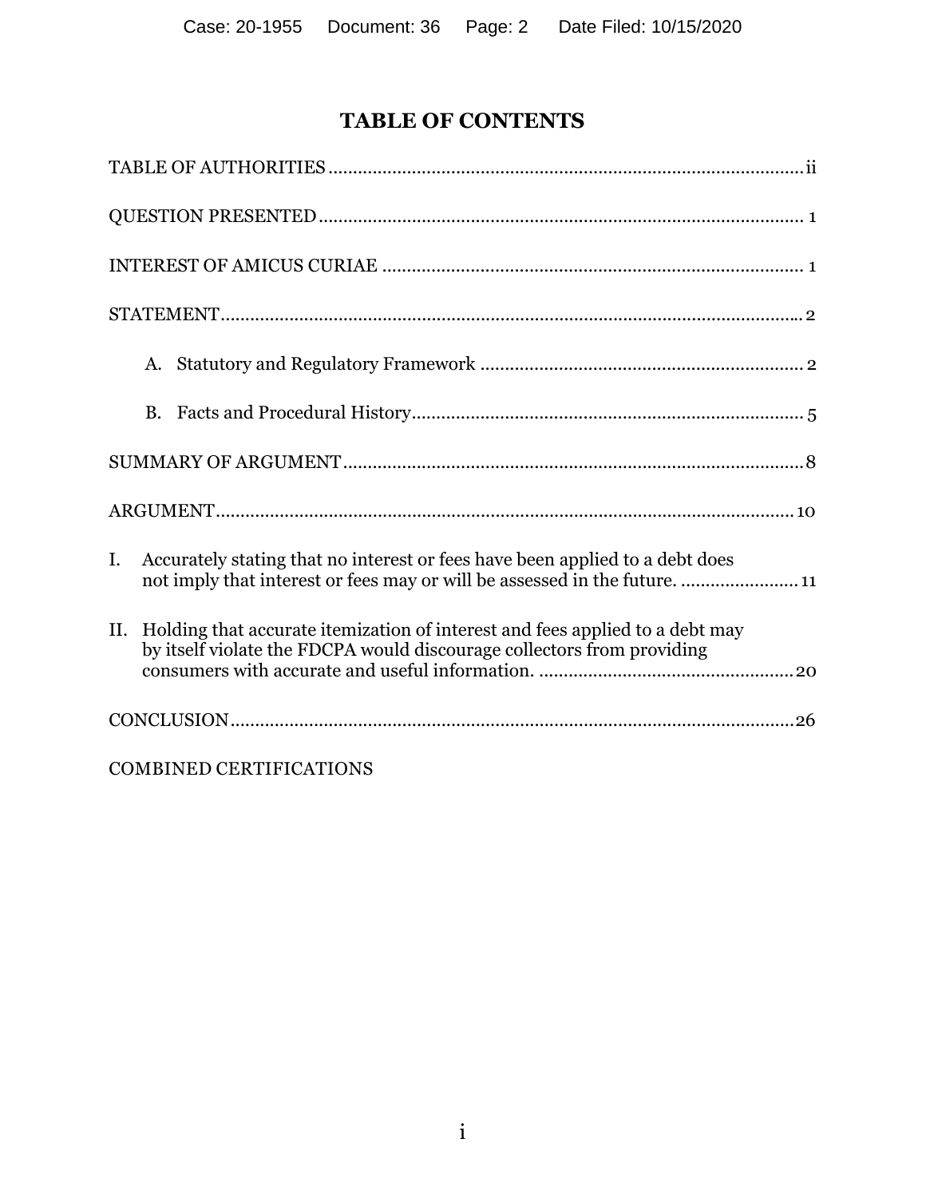# TABLE OF CONTENTS

TABLE OF AUTHORITIES ........................................................................................ ii

QUESTION PRESENTED .......................................................................................... 1

INTEREST OF AMICUS CURIAE ............................................................................ 1

STATEMENT ............................................................................................................. 2

- A. Statutory and Regulatory Framework ........................................................... 2
- B. Facts and Procedural History ......................................................................... 5

SUMMARY OF ARGUMENT ..................................................................................... 8

ARGUMENT ............................................................................................................. 10

I. Accurately stating that no interest or fees have been applied to a debt does not imply that interest or fees may or will be assessed in the future. ....................... 11

II. Holding that accurate itemization of interest and fees applied to a debt may by itself violate the FDCPA would discourage collectors from providing consumers with accurate and useful information. .................................................. 20

CONCLUSION .......................................................................................................... 26

COMBINED CERTIFICATIONS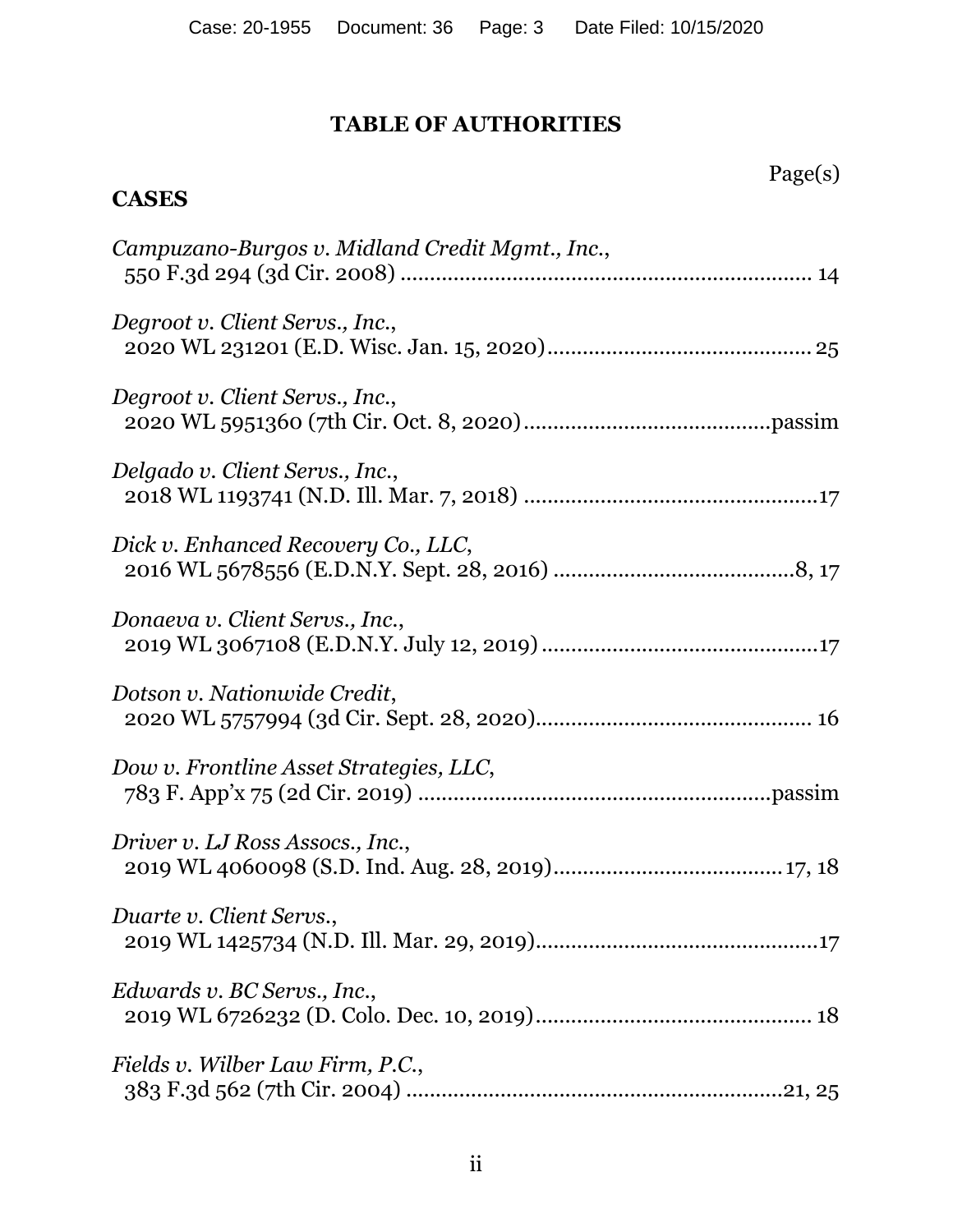# TABLE OF AUTHORITIES

Page(s)

## CASES

*Campuzano-Burgos v. Midland Credit Mgmt., Inc.*, 550 F.3d 294 (3d Cir. 2008) .................................................................... 14

*Degroot v. Client Servs., Inc.*, 2020 WL 231201 (E.D. Wisc. Jan. 15, 2020)........................................... 25

*Degroot v. Client Servs., Inc.*, 2020 WL 5951360 (7th Cir. Oct. 8, 2020)........................................passim

*Delgado v. Client Servs., Inc.*, 2018 WL 1193741 (N.D. Ill. Mar. 7, 2018) ................................................17

*Dick v. Enhanced Recovery Co., LLC*, 2016 WL 5678556 (E.D.N.Y. Sept. 28, 2016) ........................................8, 17

*Donaeva v. Client Servs., Inc.*, 2019 WL 3067108 (E.D.N.Y. July 12, 2019).............................................17

*Dotson v. Nationwide Credit*, 2020 WL 5757994 (3d Cir. Sept. 28, 2020)............................................. 16

*Dow v. Frontline Asset Strategies, LLC*, 783 F. App'x 75 (2d Cir. 2019) ..........................................................passim

*Driver v. LJ Ross Assocs., Inc.*, 2019 WL 4060098 (S.D. Ind. Aug. 28, 2019)......................................17, 18

*Duarte v. Client Servs.*, 2019 WL 1425734 (N.D. Ill. Mar. 29, 2019)...............................................17

*Edwards v. BC Servs., Inc.*, 2019 WL 6726232 (D. Colo. Dec. 10, 2019)............................................. 18

*Fields v. Wilber Law Firm, P.C.*, 383 F.3d 562 (7th Cir. 2004) ..............................................................21, 25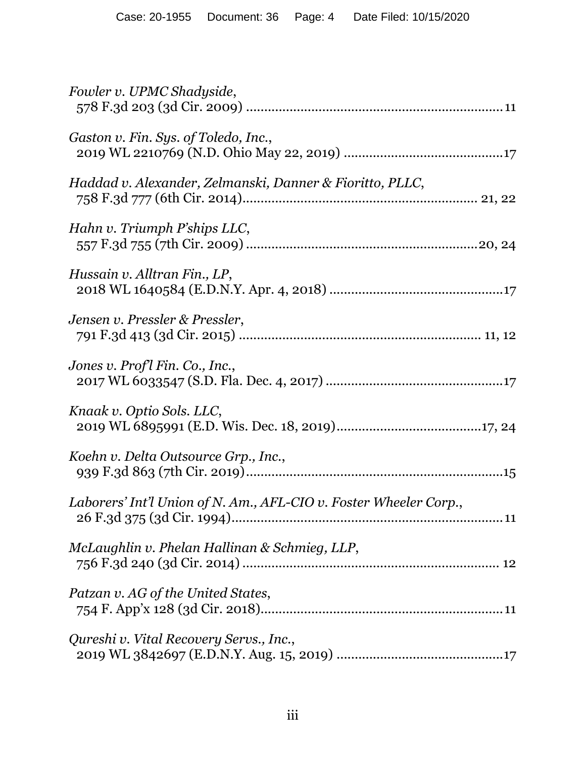*Fowler v. UPMC Shadyside*,
578 F.3d 203 (3d Cir. 2009) .................................................................... 11

*Gaston v. Fin. Sys. of Toledo, Inc.*,
2019 WL 2210769 (N.D. Ohio May 22, 2019) ..........................................17

*Haddad v. Alexander, Zelmanski, Danner & Fioritto, PLLC*,
758 F.3d 777 (6th Cir. 2014)................................................................ 21, 22

*Hahn v. Triumph P'ships LLC*,
557 F.3d 755 (7th Cir. 2009) ..............................................................20, 24

*Hussain v. Alltran Fin., LP*,
2018 WL 1640584 (E.D.N.Y. Apr. 4, 2018) ..............................................17

*Jensen v. Pressler & Pressler*,
791 F.3d 413 (3d Cir. 2015) .................................................................. 11, 12

*Jones v. Prof'l Fin. Co., Inc.*,
2017 WL 6033547 (S.D. Fla. Dec. 4, 2017) ...............................................17

*Knaak v. Optio Sols. LLC*,
2019 WL 6895991 (E.D. Wis. Dec. 18, 2019).......................................17, 24

*Koehn v. Delta Outsource Grp., Inc.*,
939 F.3d 863 (7th Cir. 2019)....................................................................15

*Laborers' Int'l Union of N. Am., AFL-CIO v. Foster Wheeler Corp.*,
26 F.3d 375 (3d Cir. 1994)......................................................................... 11

*McLaughlin v. Phelan Hallinan & Schmieg, LLP*,
756 F.3d 240 (3d Cir. 2014) ..................................................................... 12

*Patzan v. AG of the United States*,
754 F. App'x 128 (3d Cir. 2018)................................................................. 11

*Qureshi v. Vital Recovery Servs., Inc.*,
2019 WL 3842697 (E.D.N.Y. Aug. 15, 2019) ............................................17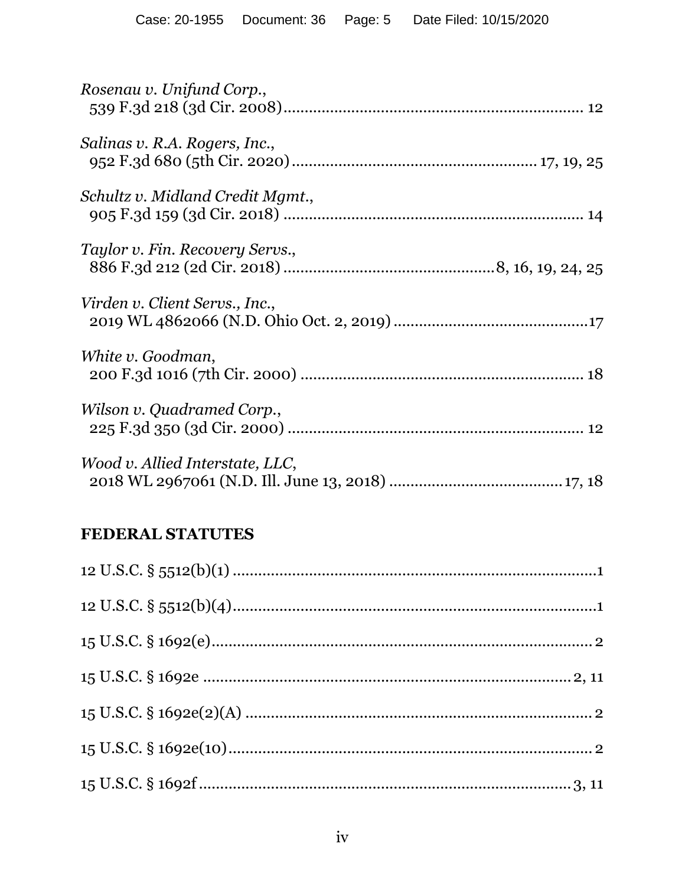*Rosenau v. Unifund Corp.*,
539 F.3d 218 (3d Cir. 2008) .......................................................................... 12

*Salinas v. R.A. Rogers, Inc.*,
952 F.3d 680 (5th Cir. 2020) ........................................................ 17, 19, 25

*Schultz v. Midland Credit Mgmt.*,
905 F.3d 159 (3d Cir. 2018) .......................................................................... 14

*Taylor v. Fin. Recovery Servs.*,
886 F.3d 212 (2d Cir. 2018) .................................................. 8, 16, 19, 24, 25

*Virden v. Client Servs., Inc.*,
2019 WL 4862066 (N.D. Ohio Oct. 2, 2019) .............................................17

*White v. Goodman*,
200 F.3d 1016 (7th Cir. 2000) ...................................................................... 18

*Wilson v. Quadramed Corp.*,
225 F.3d 350 (3d Cir. 2000) .......................................................................... 12

*Wood v. Allied Interstate, LLC*,
2018 WL 2967061 (N.D. Ill. June 13, 2018) ........................................ 17, 18

## FEDERAL STATUTES

12 U.S.C. § 5512(b)(1) ...........................................................................................1

12 U.S.C. § 5512(b)(4) ...........................................................................................1

15 U.S.C. § 1692(e) ................................................................................................ 2

15 U.S.C. § 1692e ............................................................................................ 2, 11

15 U.S.C. § 1692e(2)(A) ........................................................................................ 2

15 U.S.C. § 1692e(10) ............................................................................................ 2

15 U.S.C. § 1692f ............................................................................................. 3, 11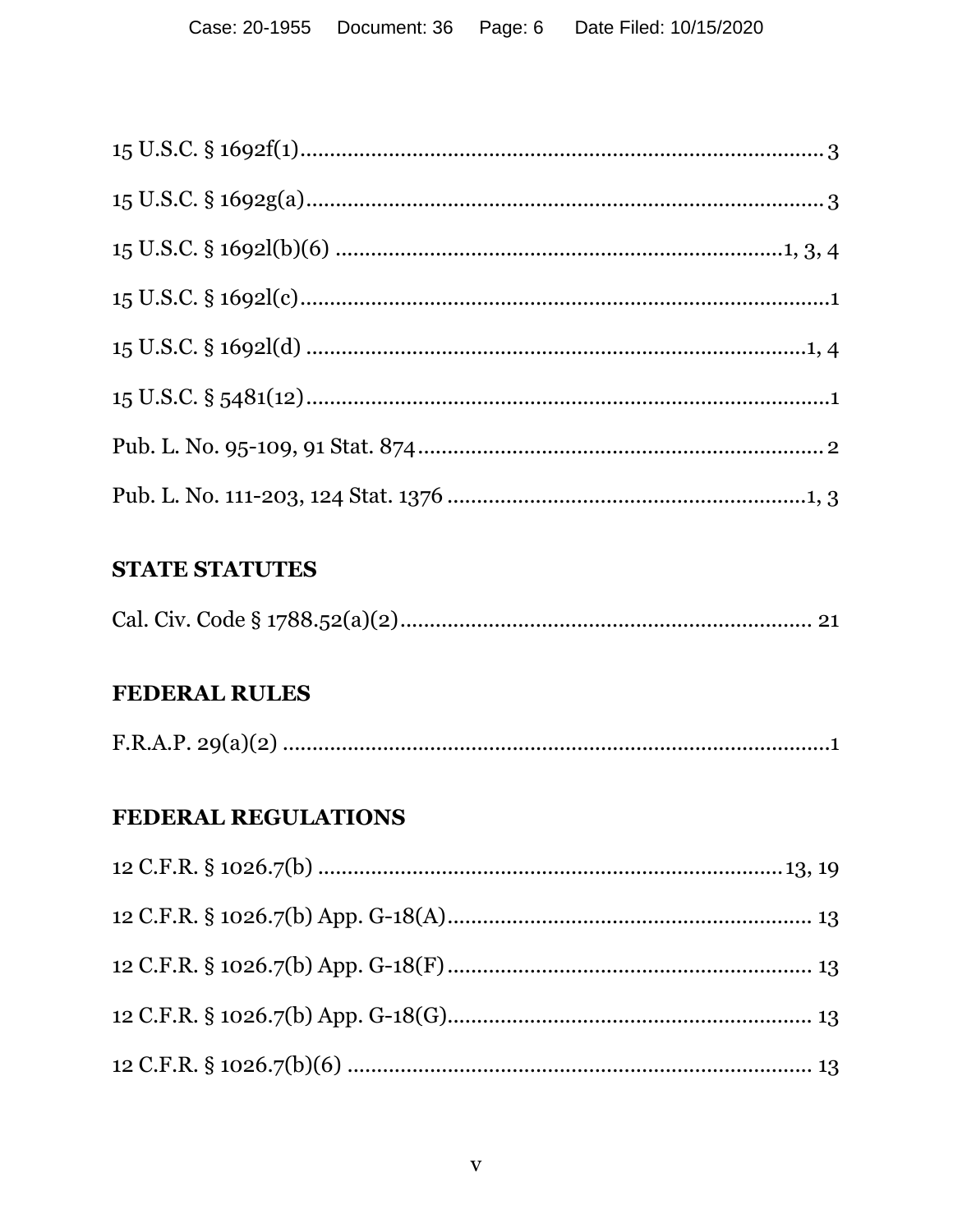15 U.S.C. § 1692f(1) .......................................................................... 3

15 U.S.C. § 1692g(a) .......................................................................... 3

15 U.S.C. § 1692l(b)(6) ...................................................................... 1, 3, 4

15 U.S.C. § 1692l(c) .......................................................................... 1

15 U.S.C. § 1692l(d) .......................................................................... 1, 4

15 U.S.C. § 5481(12) .......................................................................... 1

Pub. L. No. 95-109, 91 Stat. 874 .......................................................... 2

Pub. L. No. 111-203, 124 Stat. 1376 ...................................................... 1, 3

## STATE STATUTES

Cal. Civ. Code § 1788.52(a)(2) .............................................................. 21

## FEDERAL RULES

F.R.A.P. 29(a)(2) ................................................................................ 1

## FEDERAL REGULATIONS

12 C.F.R. § 1026.7(b) .......................................................................... 13, 19

12 C.F.R. § 1026.7(b) App. G-18(A) ...................................................... 13

12 C.F.R. § 1026.7(b) App. G-18(F) ....................................................... 13

12 C.F.R. § 1026.7(b) App. G-18(G) ...................................................... 13

12 C.F.R. § 1026.7(b)(6) ...................................................................... 13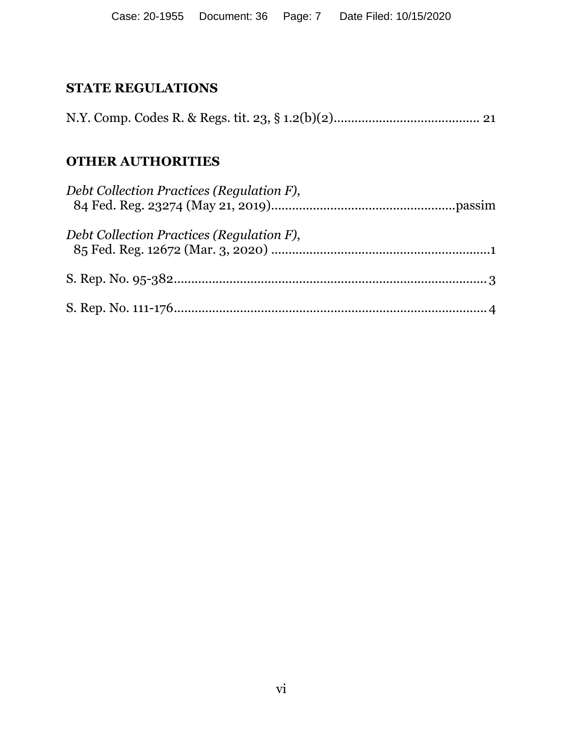## STATE REGULATIONS

N.Y. Comp. Codes R. & Regs. tit. 23, § 1.2(b)(2).......................................... 21

## OTHER AUTHORITIES

*Debt Collection Practices (Regulation F)*,
84 Fed. Reg. 23274 (May 21, 2019)....................................................passim

*Debt Collection Practices (Regulation F)*,
85 Fed. Reg. 12672 (Mar. 3, 2020) ...............................................................1

S. Rep. No. 95-382......................................................................................... 3

S. Rep. No. 111-176........................................................................................ 4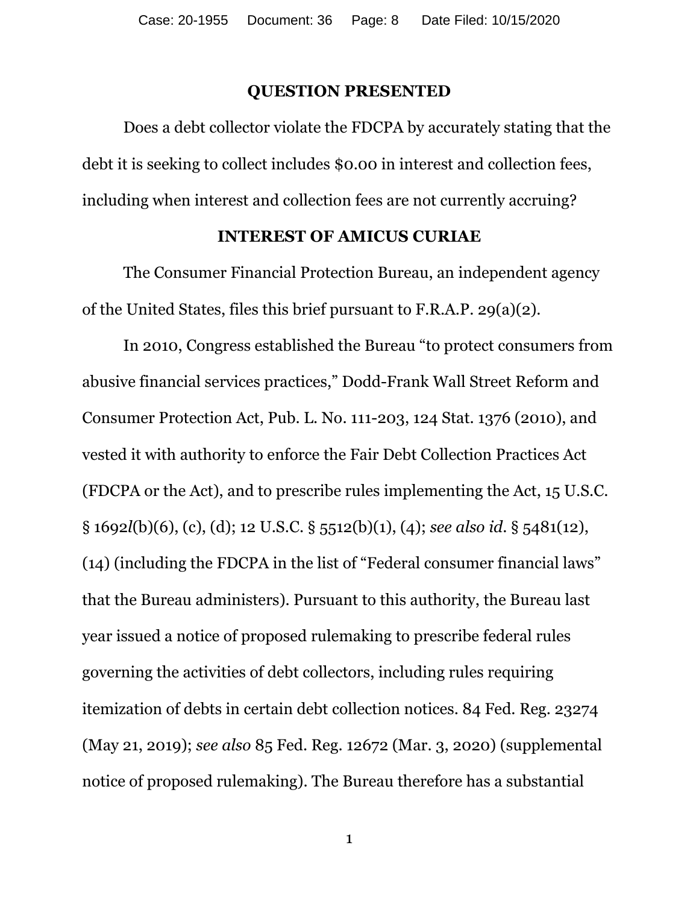## QUESTION PRESENTED

Does a debt collector violate the FDCPA by accurately stating that the debt it is seeking to collect includes $0.00 in interest and collection fees, including when interest and collection fees are not currently accruing?

## INTEREST OF AMICUS CURIAE

The Consumer Financial Protection Bureau, an independent agency of the United States, files this brief pursuant to F.R.A.P. 29(a)(2).

In 2010, Congress established the Bureau "to protect consumers from abusive financial services practices," Dodd-Frank Wall Street Reform and Consumer Protection Act, Pub. L. No. 111-203, 124 Stat. 1376 (2010), and vested it with authority to enforce the Fair Debt Collection Practices Act (FDCPA or the Act), and to prescribe rules implementing the Act, 15 U.S.C. § 1692*l*(b)(6), (c), (d); 12 U.S.C. § 5512(b)(1), (4); *see also id.* § 5481(12), (14) (including the FDCPA in the list of "Federal consumer financial laws" that the Bureau administers). Pursuant to this authority, the Bureau last year issued a notice of proposed rulemaking to prescribe federal rules governing the activities of debt collectors, including rules requiring itemization of debts in certain debt collection notices. 84 Fed. Reg. 23274 (May 21, 2019); *see also* 85 Fed. Reg. 12672 (Mar. 3, 2020) (supplemental notice of proposed rulemaking). The Bureau therefore has a substantial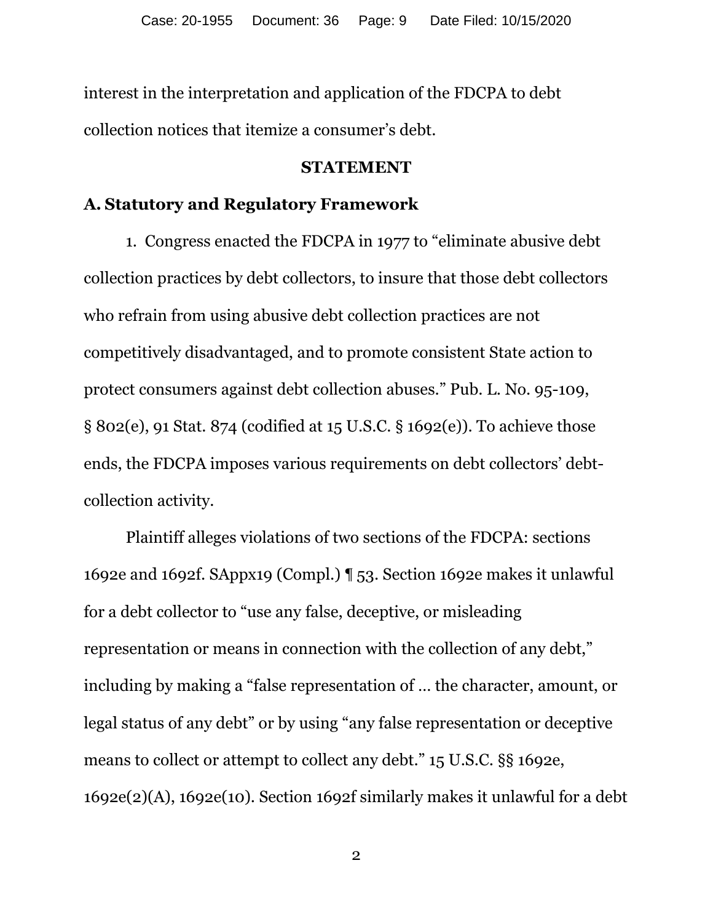interest in the interpretation and application of the FDCPA to debt collection notices that itemize a consumer's debt.

## STATEMENT

### A. Statutory and Regulatory Framework

1. Congress enacted the FDCPA in 1977 to "eliminate abusive debt collection practices by debt collectors, to insure that those debt collectors who refrain from using abusive debt collection practices are not competitively disadvantaged, and to promote consistent State action to protect consumers against debt collection abuses." Pub. L. No. 95-109, § 802(e), 91 Stat. 874 (codified at 15 U.S.C. § 1692(e)). To achieve those ends, the FDCPA imposes various requirements on debt collectors' debt-collection activity.

Plaintiff alleges violations of two sections of the FDCPA: sections 1692e and 1692f. SAppx19 (Compl.) ¶ 53. Section 1692e makes it unlawful for a debt collector to "use any false, deceptive, or misleading representation or means in connection with the collection of any debt," including by making a "false representation of … the character, amount, or legal status of any debt" or by using "any false representation or deceptive means to collect or attempt to collect any debt." 15 U.S.C. §§ 1692e, 1692e(2)(A), 1692e(10). Section 1692f similarly makes it unlawful for a debt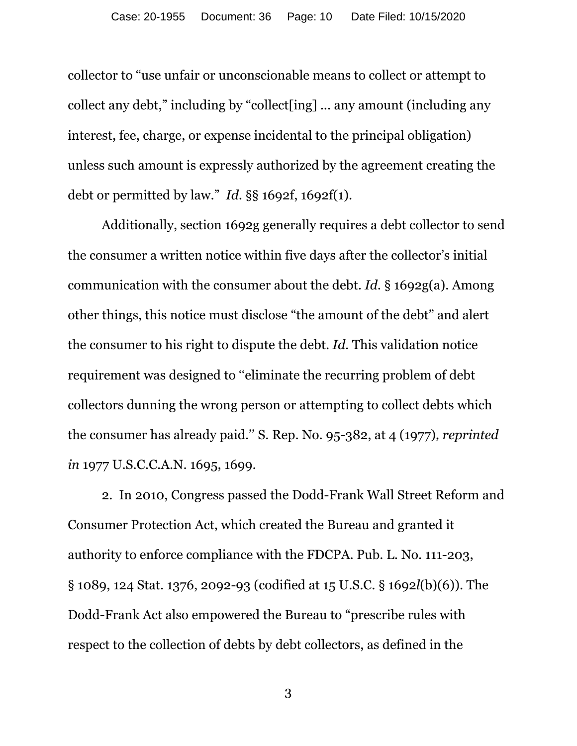collector to "use unfair or unconscionable means to collect or attempt to collect any debt," including by "collect[ing] … any amount (including any interest, fee, charge, or expense incidental to the principal obligation) unless such amount is expressly authorized by the agreement creating the debt or permitted by law." *Id.* §§ 1692f, 1692f(1).

Additionally, section 1692g generally requires a debt collector to send the consumer a written notice within five days after the collector's initial communication with the consumer about the debt. *Id.* § 1692g(a). Among other things, this notice must disclose "the amount of the debt" and alert the consumer to his right to dispute the debt. *Id.* This validation notice requirement was designed to "eliminate the recurring problem of debt collectors dunning the wrong person or attempting to collect debts which the consumer has already paid." S. Rep. No. 95-382, at 4 (1977)*, reprinted in* 1977 U.S.C.C.A.N. 1695, 1699.

2. In 2010, Congress passed the Dodd-Frank Wall Street Reform and Consumer Protection Act, which created the Bureau and granted it authority to enforce compliance with the FDCPA. Pub. L. No. 111-203, § 1089, 124 Stat. 1376, 2092-93 (codified at 15 U.S.C. § 1692*l*(b)(6)). The Dodd-Frank Act also empowered the Bureau to "prescribe rules with respect to the collection of debts by debt collectors, as defined in the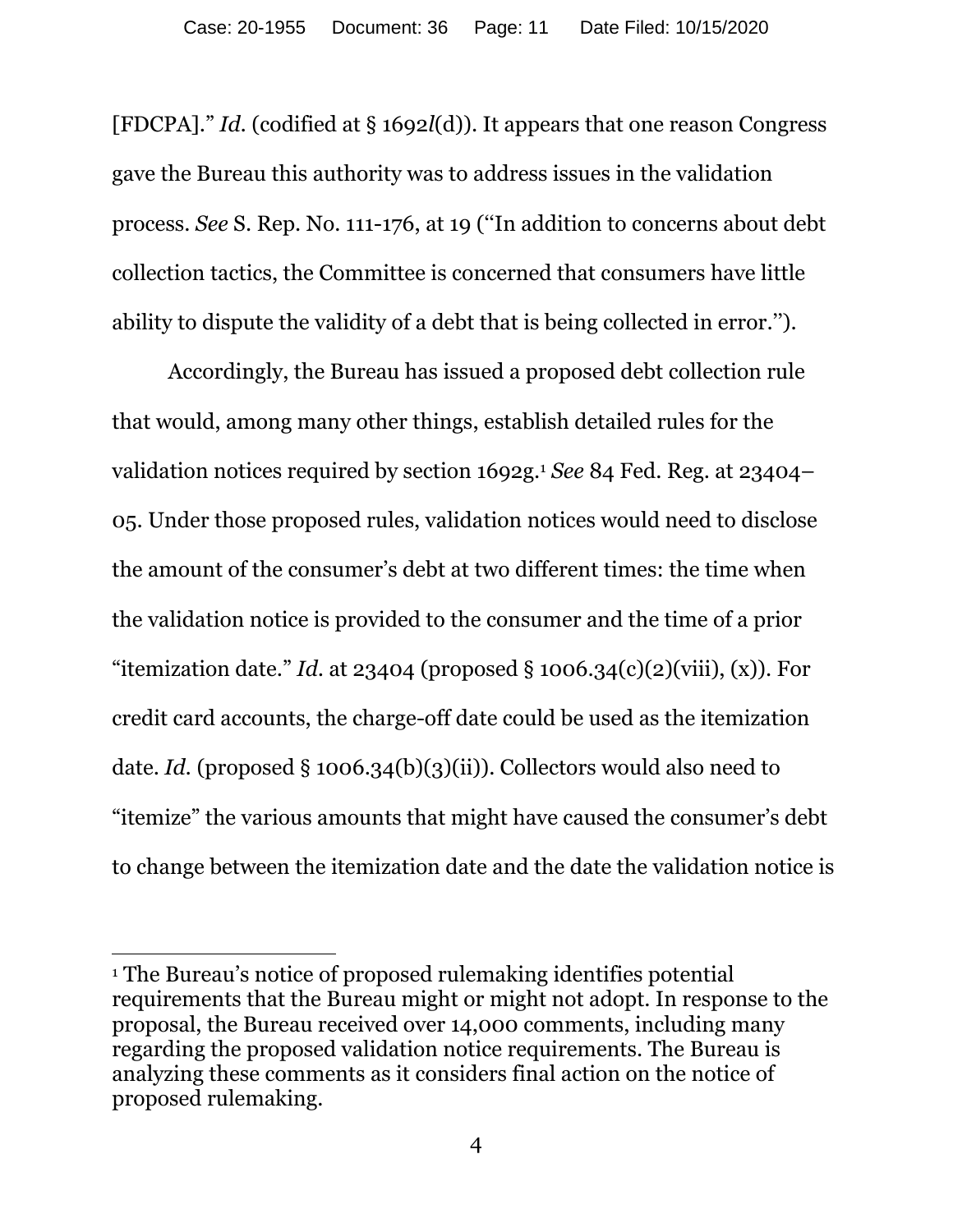[FDCPA].” *Id.* (codified at § 1692*l*(d)). It appears that one reason Congress gave the Bureau this authority was to address issues in the validation process. *See* S. Rep. No. 111-176, at 19 (“In addition to concerns about debt collection tactics, the Committee is concerned that consumers have little ability to dispute the validity of a debt that is being collected in error.”).

Accordingly, the Bureau has issued a proposed debt collection rule that would, among many other things, establish detailed rules for the validation notices required by section 1692g.[1] *See* 84 Fed. Reg. at 23404–05. Under those proposed rules, validation notices would need to disclose the amount of the consumer’s debt at two different times: the time when the validation notice is provided to the consumer and the time of a prior “itemization date.” *Id.* at 23404 (proposed § 1006.34(c)(2)(viii), (x)). For credit card accounts, the charge-off date could be used as the itemization date. *Id.* (proposed § 1006.34(b)(3)(ii)). Collectors would also need to “itemize” the various amounts that might have caused the consumer’s debt to change between the itemization date and the date the validation notice is

[1] The Bureau’s notice of proposed rulemaking identifies potential requirements that the Bureau might or might not adopt. In response to the proposal, the Bureau received over 14,000 comments, including many regarding the proposed validation notice requirements. The Bureau is analyzing these comments as it considers final action on the notice of proposed rulemaking.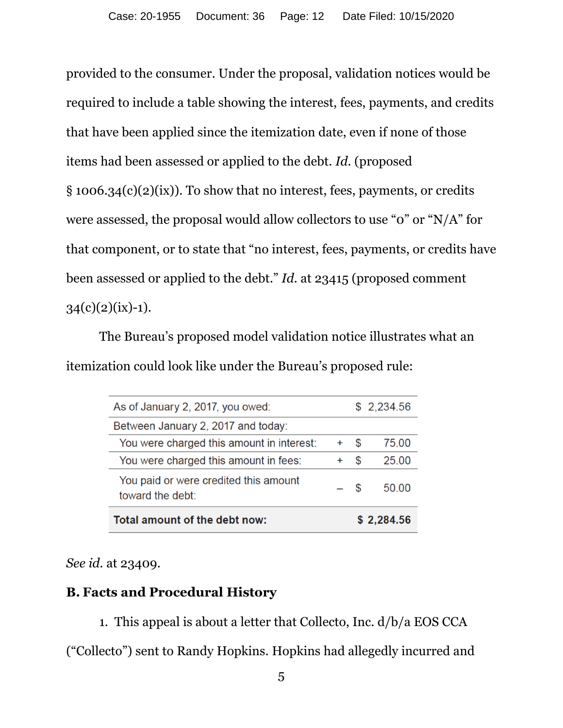provided to the consumer. Under the proposal, validation notices would be required to include a table showing the interest, fees, payments, and credits that have been applied since the itemization date, even if none of those items had been assessed or applied to the debt. *Id.* (proposed § 1006.34(c)(2)(ix)). To show that no interest, fees, payments, or credits were assessed, the proposal would allow collectors to use "0" or "N/A" for that component, or to state that "no interest, fees, payments, or credits have been assessed or applied to the debt." *Id.* at 23415 (proposed comment 34(c)(2)(ix)-1).

The Bureau's proposed model validation notice illustrates what an itemization could look like under the Bureau's proposed rule:

| As of January 2, 2017, you owed: | | $ 2,234.56 |
|---|---|---|
| Between January 2, 2017 and today: | | |
| You were charged this amount in interest: | + | $ 75.00 |
| You were charged this amount in fees: | + | $ 25.00 |
| You paid or were credited this amount toward the debt: | – | $ 50.00 |
| **Total amount of the debt now:** | | **$ 2,284.56** |

*See id.* at 23409.

**B. Facts and Procedural History**

1. This appeal is about a letter that Collecto, Inc. d/b/a EOS CCA ("Collecto") sent to Randy Hopkins. Hopkins had allegedly incurred and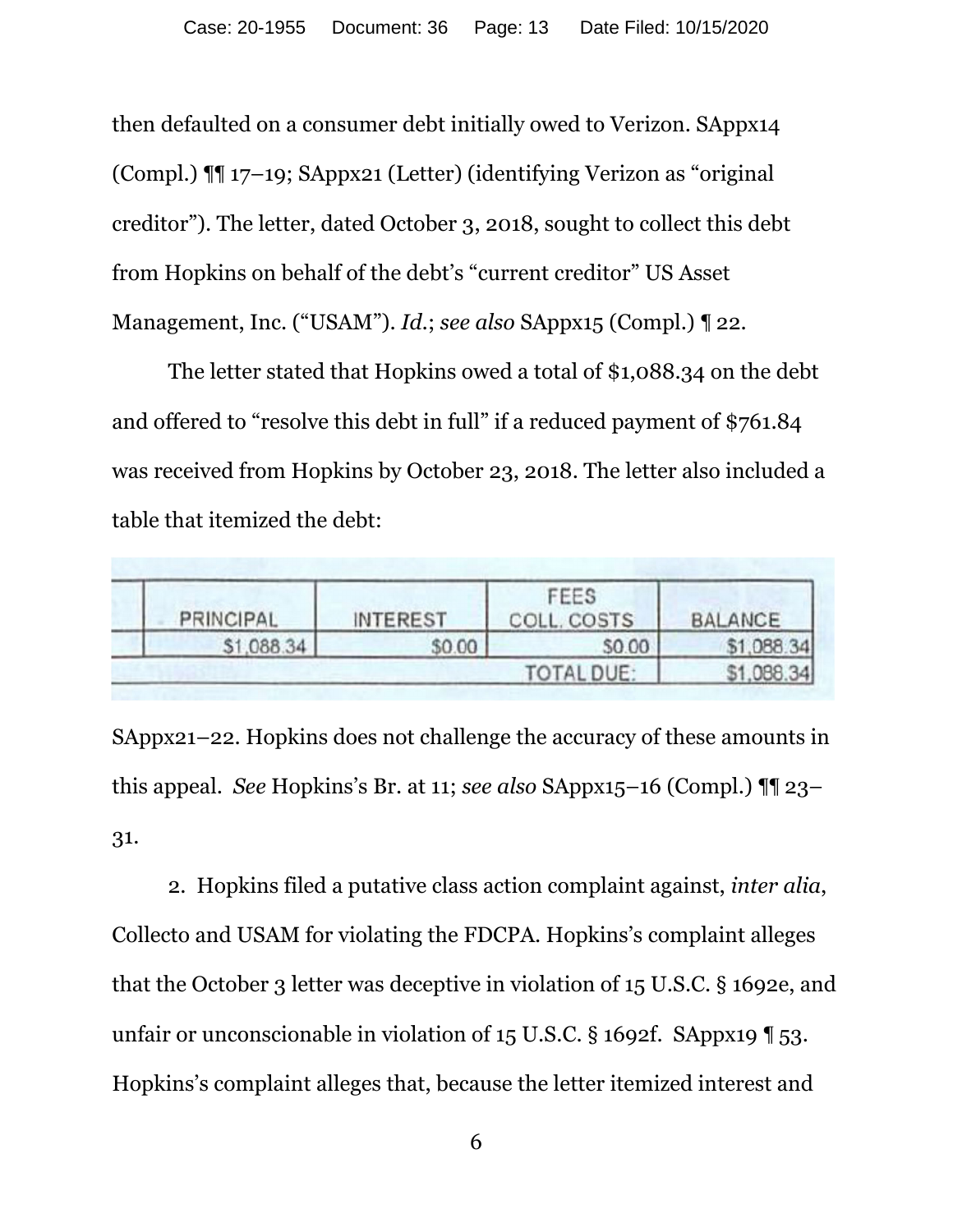then defaulted on a consumer debt initially owed to Verizon. SAppx14 (Compl.) ¶¶ 17–19; SAppx21 (Letter) (identifying Verizon as "original creditor"). The letter, dated October 3, 2018, sought to collect this debt from Hopkins on behalf of the debt's "current creditor" US Asset Management, Inc. ("USAM"). *Id.*; *see also* SAppx15 (Compl.) ¶ 22.

The letter stated that Hopkins owed a total of $1,088.34 on the debt and offered to "resolve this debt in full" if a reduced payment of $761.84 was received from Hopkins by October 23, 2018. The letter also included a table that itemized the debt:

| PRINCIPAL | INTEREST | FEES COLL. COSTS | BALANCE |
|---|---|---|---|
| $1,088.34 | $0.00 | $0.00 | $1,088.34 |
| | | TOTAL DUE: | $1,088.34 |

SAppx21–22. Hopkins does not challenge the accuracy of these amounts in this appeal. *See* Hopkins's Br. at 11; *see also* SAppx15–16 (Compl.) ¶¶ 23–31.

2. Hopkins filed a putative class action complaint against, *inter alia*, Collecto and USAM for violating the FDCPA. Hopkins's complaint alleges that the October 3 letter was deceptive in violation of 15 U.S.C. § 1692e, and unfair or unconscionable in violation of 15 U.S.C. § 1692f. SAppx19 ¶ 53. Hopkins's complaint alleges that, because the letter itemized interest and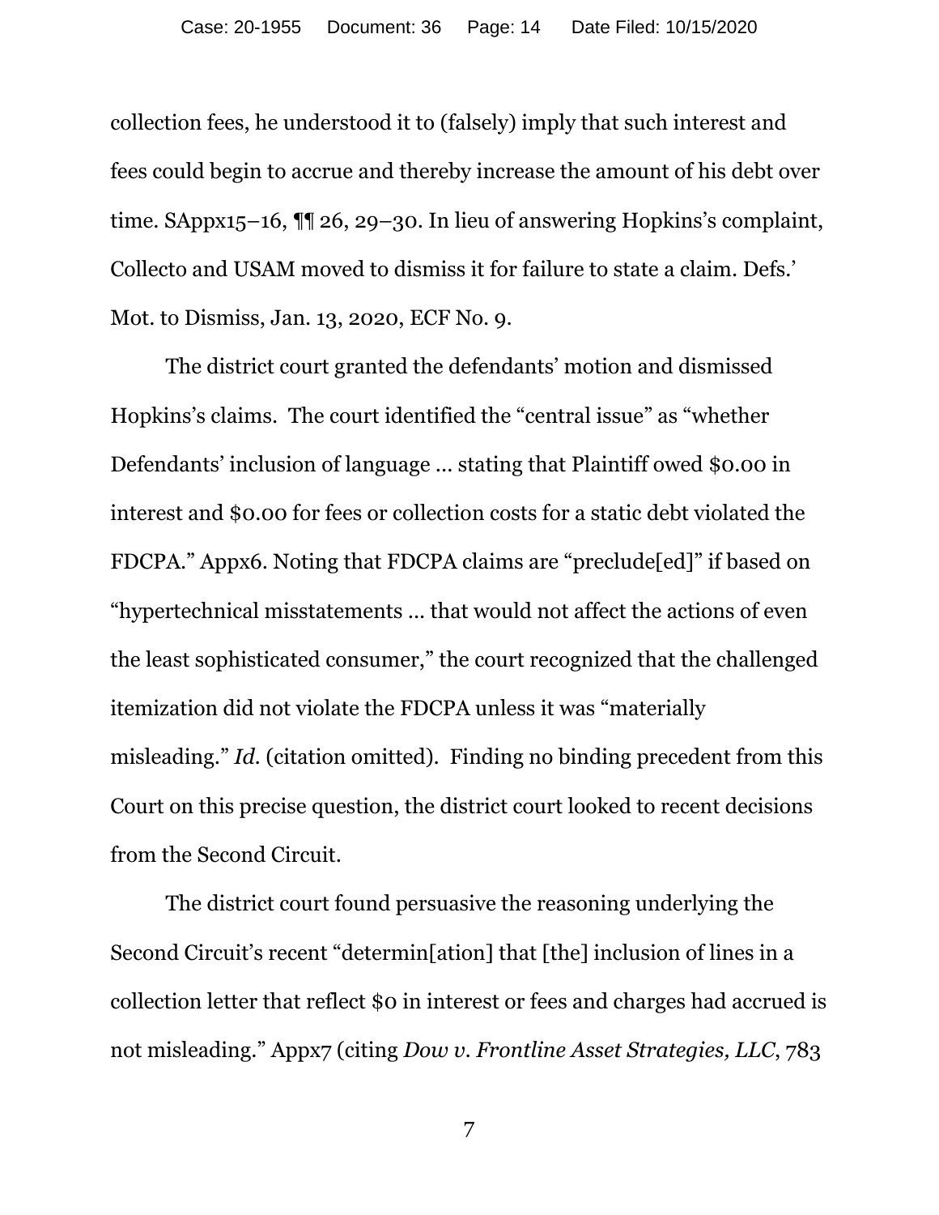collection fees, he understood it to (falsely) imply that such interest and fees could begin to accrue and thereby increase the amount of his debt over time. SAppx15–16, ¶¶ 26, 29–30. In lieu of answering Hopkins's complaint, Collecto and USAM moved to dismiss it for failure to state a claim. Defs.' Mot. to Dismiss, Jan. 13, 2020, ECF No. 9.

The district court granted the defendants' motion and dismissed Hopkins's claims. The court identified the "central issue" as "whether Defendants' inclusion of language … stating that Plaintiff owed $0.00 in interest and $0.00 for fees or collection costs for a static debt violated the FDCPA." Appx6. Noting that FDCPA claims are "preclude[ed]" if based on "hypertechnical misstatements … that would not affect the actions of even the least sophisticated consumer," the court recognized that the challenged itemization did not violate the FDCPA unless it was "materially misleading." *Id.* (citation omitted). Finding no binding precedent from this Court on this precise question, the district court looked to recent decisions from the Second Circuit.

The district court found persuasive the reasoning underlying the Second Circuit's recent "determin[ation] that [the] inclusion of lines in a collection letter that reflect $0 in interest or fees and charges had accrued is not misleading." Appx7 (citing *Dow v. Frontline Asset Strategies, LLC*, 783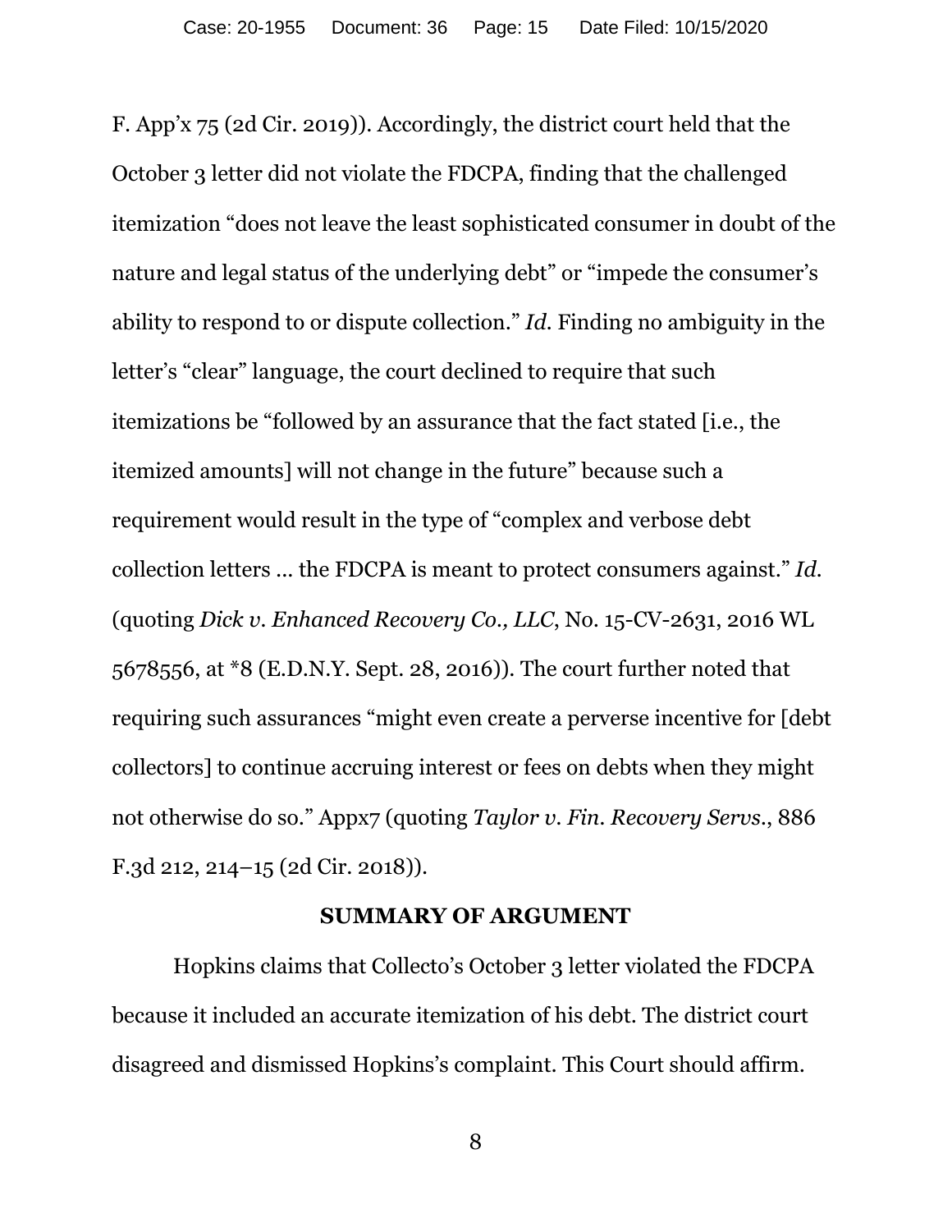F. App'x 75 (2d Cir. 2019)). Accordingly, the district court held that the October 3 letter did not violate the FDCPA, finding that the challenged itemization "does not leave the least sophisticated consumer in doubt of the nature and legal status of the underlying debt" or "impede the consumer's ability to respond to or dispute collection." *Id.* Finding no ambiguity in the letter's "clear" language, the court declined to require that such itemizations be "followed by an assurance that the fact stated [i.e., the itemized amounts] will not change in the future" because such a requirement would result in the type of "complex and verbose debt collection letters … the FDCPA is meant to protect consumers against." *Id.* (quoting *Dick v. Enhanced Recovery Co., LLC*, No. 15-CV-2631, 2016 WL 5678556, at *8 (E.D.N.Y. Sept. 28, 2016)). The court further noted that requiring such assurances "might even create a perverse incentive for [debt collectors] to continue accruing interest or fees on debts when they might not otherwise do so." Appx7 (quoting *Taylor v. Fin. Recovery Servs.*, 886 F.3d 212, 214–15 (2d Cir. 2018)).

## SUMMARY OF ARGUMENT

Hopkins claims that Collecto's October 3 letter violated the FDCPA because it included an accurate itemization of his debt. The district court disagreed and dismissed Hopkins's complaint. This Court should affirm.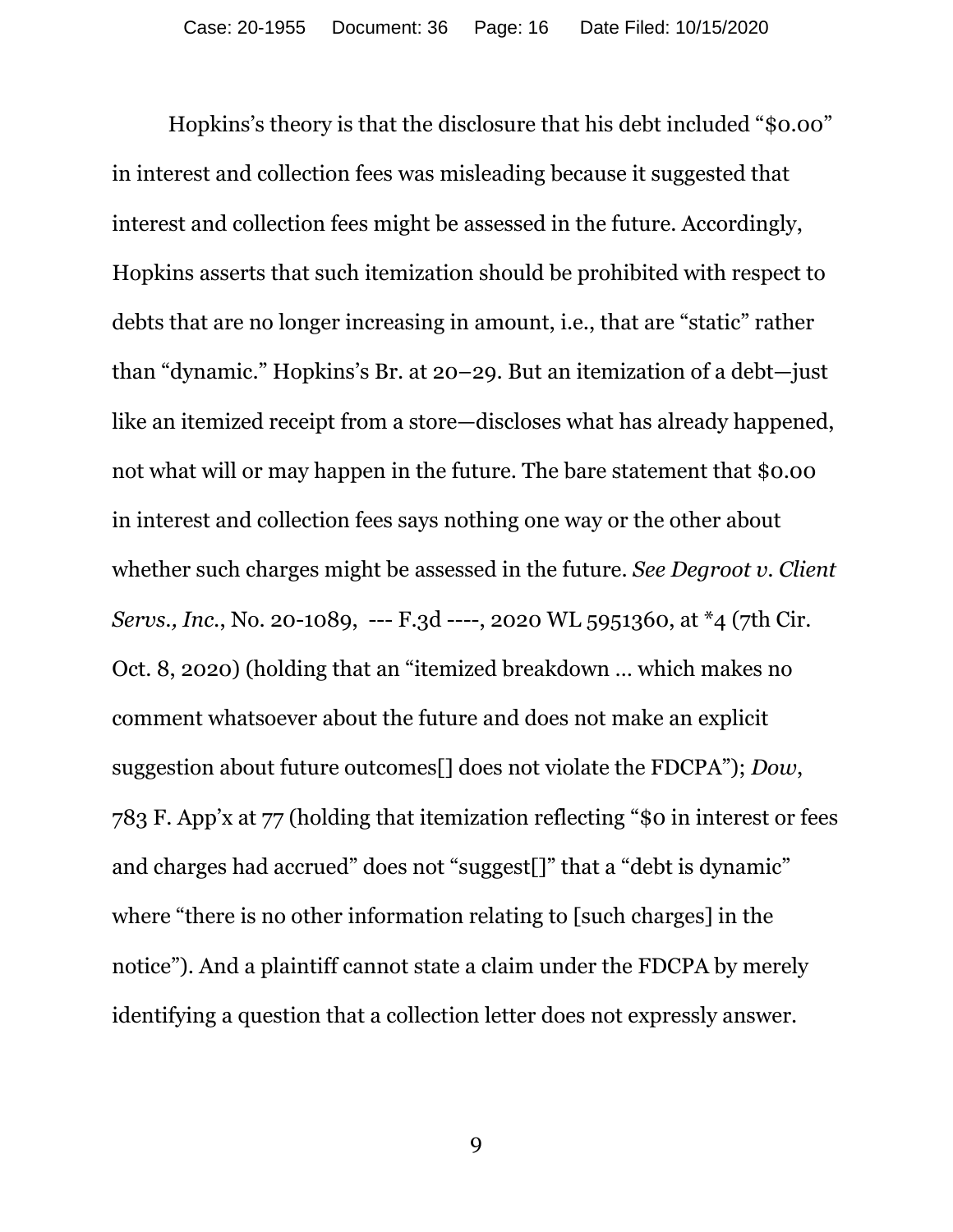Hopkins's theory is that the disclosure that his debt included "$0.00" in interest and collection fees was misleading because it suggested that interest and collection fees might be assessed in the future. Accordingly, Hopkins asserts that such itemization should be prohibited with respect to debts that are no longer increasing in amount, i.e., that are "static" rather than "dynamic." Hopkins's Br. at 20–29. But an itemization of a debt—just like an itemized receipt from a store—discloses what has already happened, not what will or may happen in the future. The bare statement that $0.00 in interest and collection fees says nothing one way or the other about whether such charges might be assessed in the future. *See Degroot v. Client Servs., Inc.*, No. 20-1089, --- F.3d ----, 2020 WL 5951360, at *4 (7th Cir. Oct. 8, 2020) (holding that an "itemized breakdown … which makes no comment whatsoever about the future and does not make an explicit suggestion about future outcomes[] does not violate the FDCPA"); *Dow*, 783 F. App'x at 77 (holding that itemization reflecting "$0 in interest or fees and charges had accrued" does not "suggest[]" that a "debt is dynamic" where "there is no other information relating to [such charges] in the notice"). And a plaintiff cannot state a claim under the FDCPA by merely identifying a question that a collection letter does not expressly answer.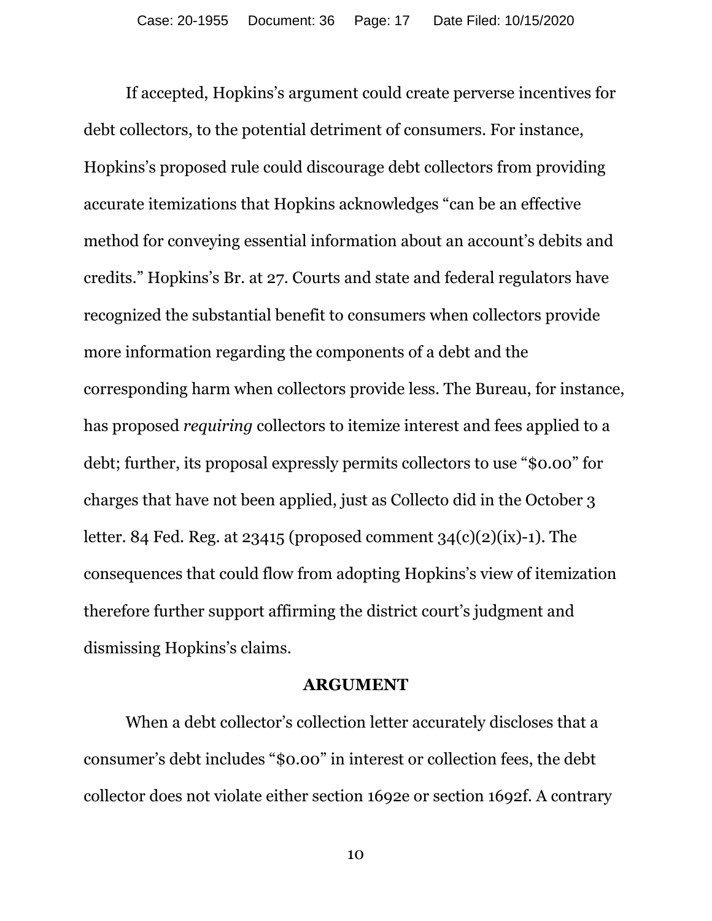If accepted, Hopkins's argument could create perverse incentives for debt collectors, to the potential detriment of consumers. For instance, Hopkins's proposed rule could discourage debt collectors from providing accurate itemizations that Hopkins acknowledges "can be an effective method for conveying essential information about an account's debits and credits." Hopkins's Br. at 27. Courts and state and federal regulators have recognized the substantial benefit to consumers when collectors provide more information regarding the components of a debt and the corresponding harm when collectors provide less. The Bureau, for instance, has proposed *requiring* collectors to itemize interest and fees applied to a debt; further, its proposal expressly permits collectors to use "$0.00" for charges that have not been applied, just as Collecto did in the October 3 letter. 84 Fed. Reg. at 23415 (proposed comment 34(c)(2)(ix)-1). The consequences that could flow from adopting Hopkins's view of itemization therefore further support affirming the district court's judgment and dismissing Hopkins's claims.

## ARGUMENT

When a debt collector's collection letter accurately discloses that a consumer's debt includes "$0.00" in interest or collection fees, the debt collector does not violate either section 1692e or section 1692f. A contrary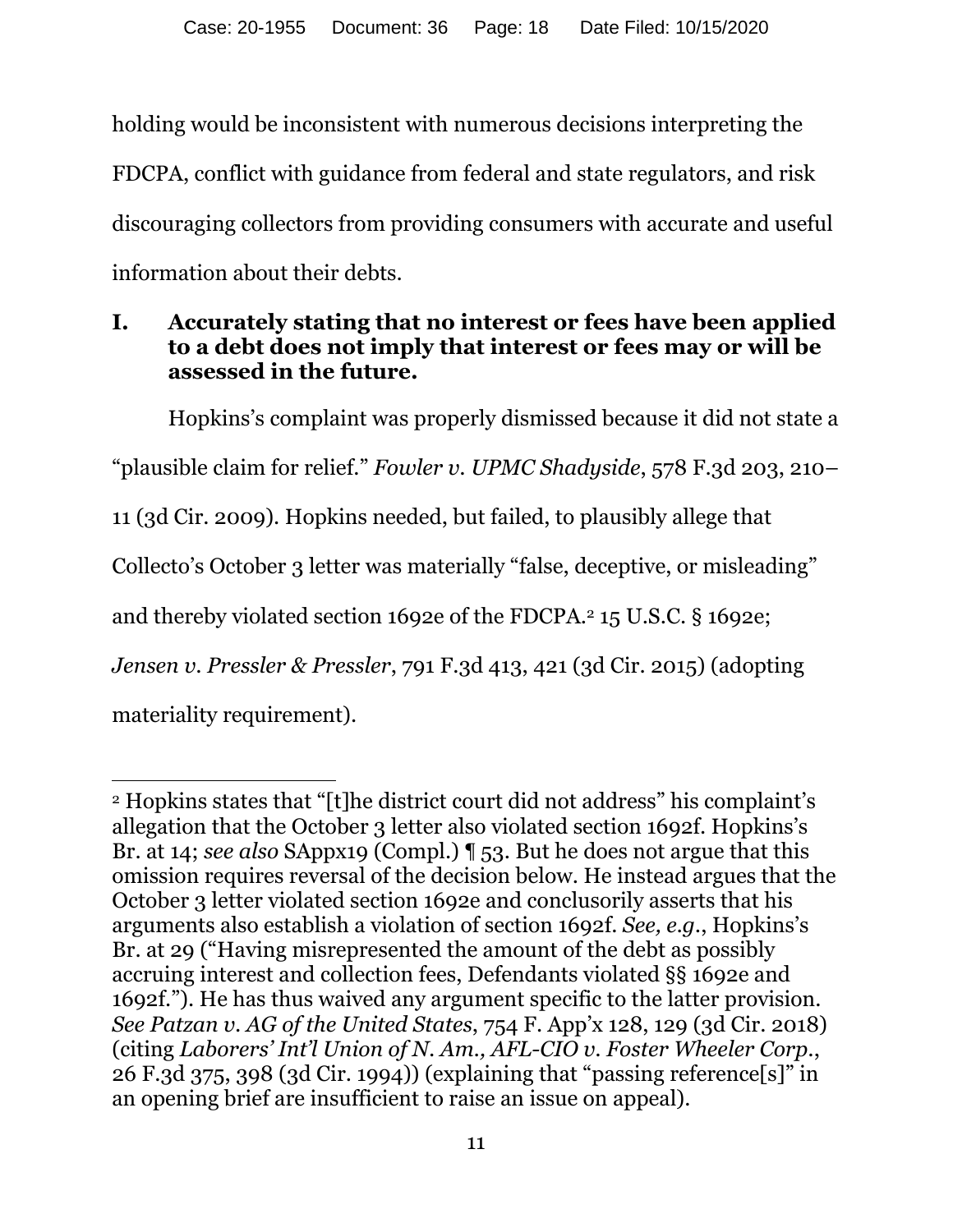holding would be inconsistent with numerous decisions interpreting the FDCPA, conflict with guidance from federal and state regulators, and risk discouraging collectors from providing consumers with accurate and useful information about their debts.

## I. Accurately stating that no interest or fees have been applied to a debt does not imply that interest or fees may or will be assessed in the future.

Hopkins's complaint was properly dismissed because it did not state a "plausible claim for relief." *Fowler v. UPMC Shadyside*, 578 F.3d 203, 210–11 (3d Cir. 2009). Hopkins needed, but failed, to plausibly allege that Collecto's October 3 letter was materially "false, deceptive, or misleading" and thereby violated section 1692e of the FDCPA.[2] 15 U.S.C. § 1692e; *Jensen v. Pressler & Pressler*, 791 F.3d 413, 421 (3d Cir. 2015) (adopting materiality requirement).

---

[2] Hopkins states that "[t]he district court did not address" his complaint's allegation that the October 3 letter also violated section 1692f. Hopkins's Br. at 14; *see also* SAppx19 (Compl.) ¶ 53. But he does not argue that this omission requires reversal of the decision below. He instead argues that the October 3 letter violated section 1692e and conclusorily asserts that his arguments also establish a violation of section 1692f. *See, e.g.*, Hopkins's Br. at 29 ("Having misrepresented the amount of the debt as possibly accruing interest and collection fees, Defendants violated §§ 1692e and 1692f."). He has thus waived any argument specific to the latter provision. *See Patzan v. AG of the United States*, 754 F. App'x 128, 129 (3d Cir. 2018) (citing *Laborers' Int'l Union of N. Am., AFL-CIO v. Foster Wheeler Corp.*, 26 F.3d 375, 398 (3d Cir. 1994)) (explaining that "passing reference[s]" in an opening brief are insufficient to raise an issue on appeal).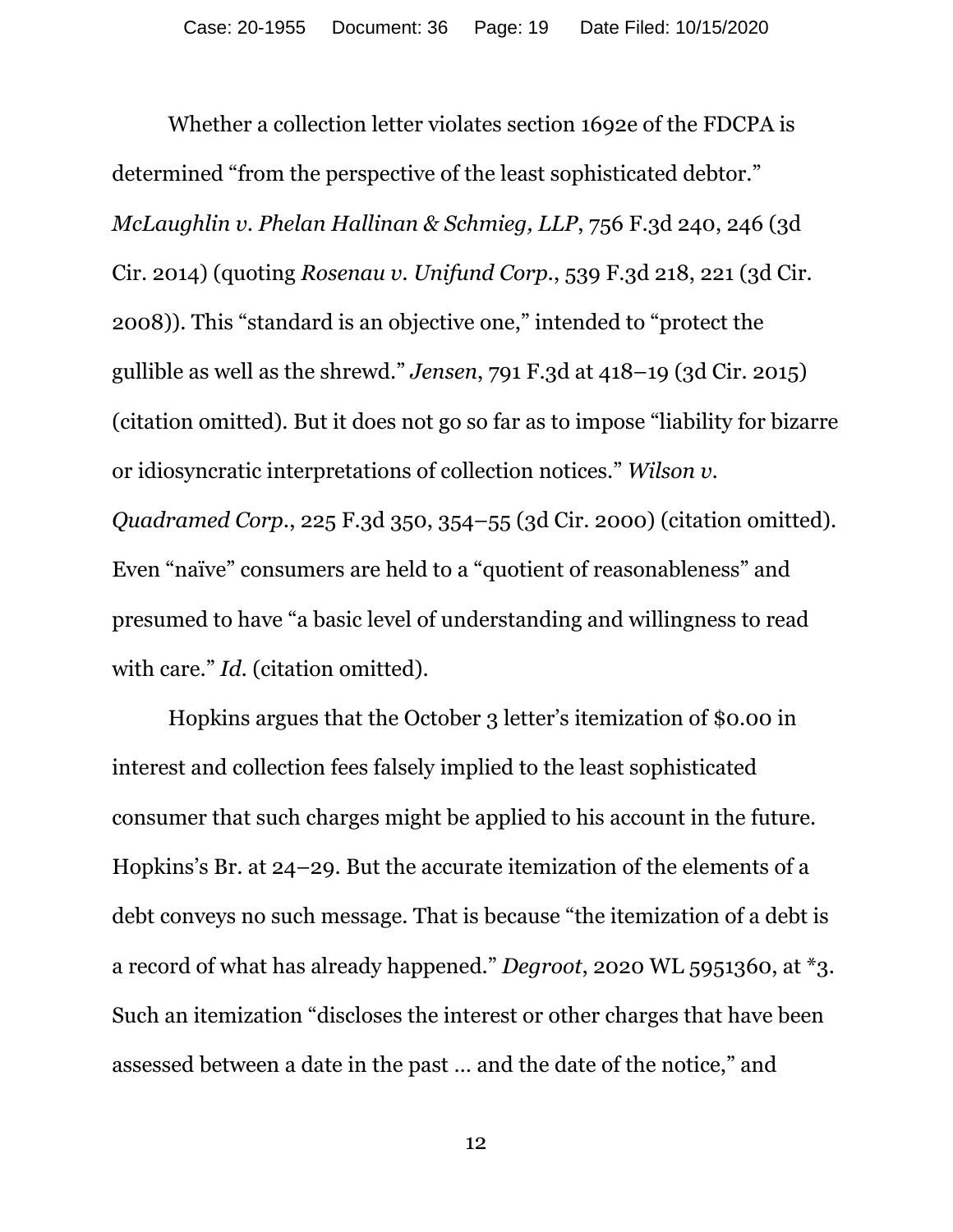Whether a collection letter violates section 1692e of the FDCPA is determined "from the perspective of the least sophisticated debtor." *McLaughlin v. Phelan Hallinan & Schmieg, LLP*, 756 F.3d 240, 246 (3d Cir. 2014) (quoting *Rosenau v. Unifund Corp.*, 539 F.3d 218, 221 (3d Cir. 2008)). This "standard is an objective one," intended to "protect the gullible as well as the shrewd." *Jensen*, 791 F.3d at 418–19 (3d Cir. 2015) (citation omitted). But it does not go so far as to impose "liability for bizarre or idiosyncratic interpretations of collection notices." *Wilson v. Quadramed Corp.*, 225 F.3d 350, 354–55 (3d Cir. 2000) (citation omitted). Even "naïve" consumers are held to a "quotient of reasonableness" and presumed to have "a basic level of understanding and willingness to read with care." *Id.* (citation omitted).

Hopkins argues that the October 3 letter's itemization of $0.00 in interest and collection fees falsely implied to the least sophisticated consumer that such charges might be applied to his account in the future. Hopkins's Br. at 24–29. But the accurate itemization of the elements of a debt conveys no such message. That is because "the itemization of a debt is a record of what has already happened." *Degroot*, 2020 WL 5951360, at *3. Such an itemization "discloses the interest or other charges that have been assessed between a date in the past … and the date of the notice," and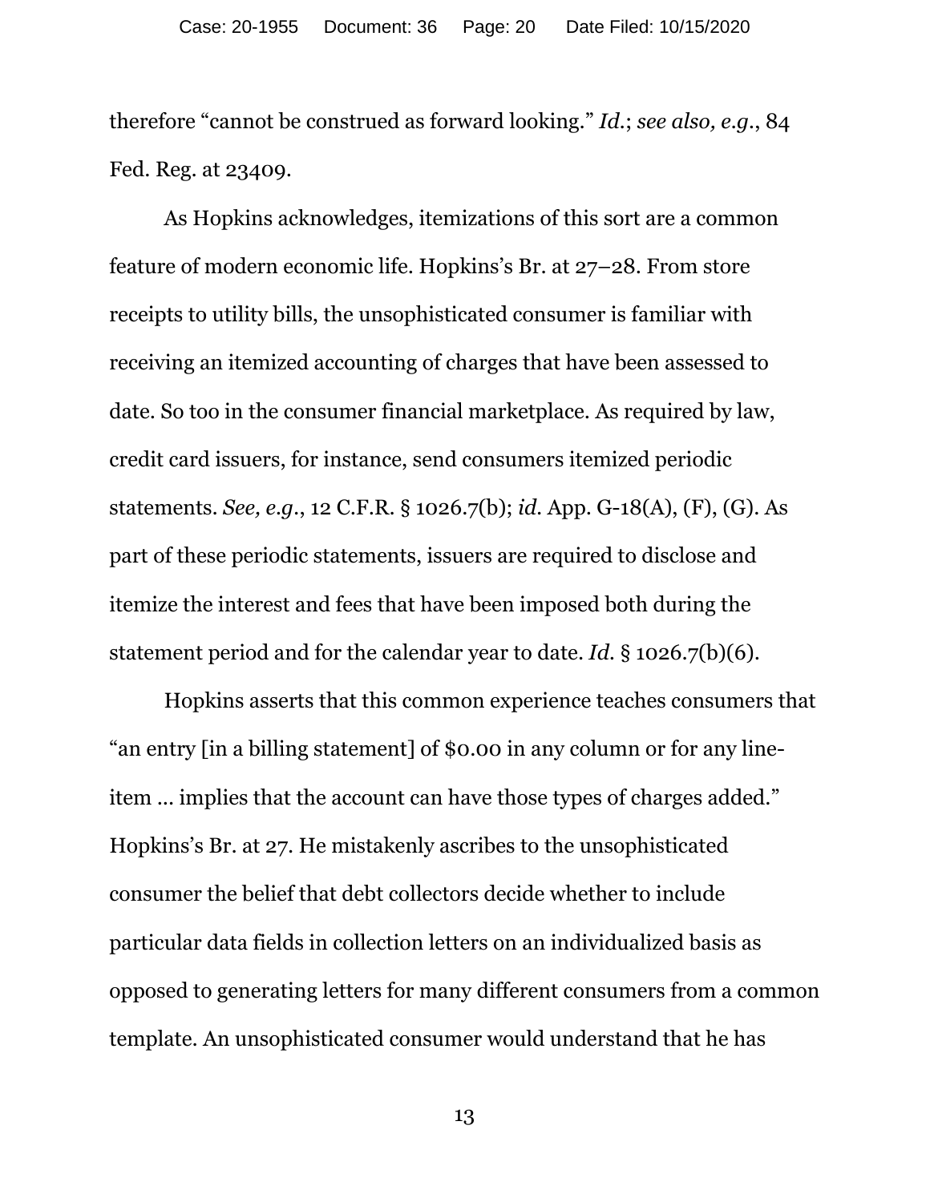therefore "cannot be construed as forward looking." *Id.*; *see also, e.g.*, 84 Fed. Reg. at 23409.

As Hopkins acknowledges, itemizations of this sort are a common feature of modern economic life. Hopkins's Br. at 27–28. From store receipts to utility bills, the unsophisticated consumer is familiar with receiving an itemized accounting of charges that have been assessed to date. So too in the consumer financial marketplace. As required by law, credit card issuers, for instance, send consumers itemized periodic statements. *See, e.g.*, 12 C.F.R. § 1026.7(b); *id.* App. G-18(A), (F), (G). As part of these periodic statements, issuers are required to disclose and itemize the interest and fees that have been imposed both during the statement period and for the calendar year to date. *Id.* § 1026.7(b)(6).

Hopkins asserts that this common experience teaches consumers that "an entry [in a billing statement] of $0.00 in any column or for any line-item … implies that the account can have those types of charges added." Hopkins's Br. at 27. He mistakenly ascribes to the unsophisticated consumer the belief that debt collectors decide whether to include particular data fields in collection letters on an individualized basis as opposed to generating letters for many different consumers from a common template. An unsophisticated consumer would understand that he has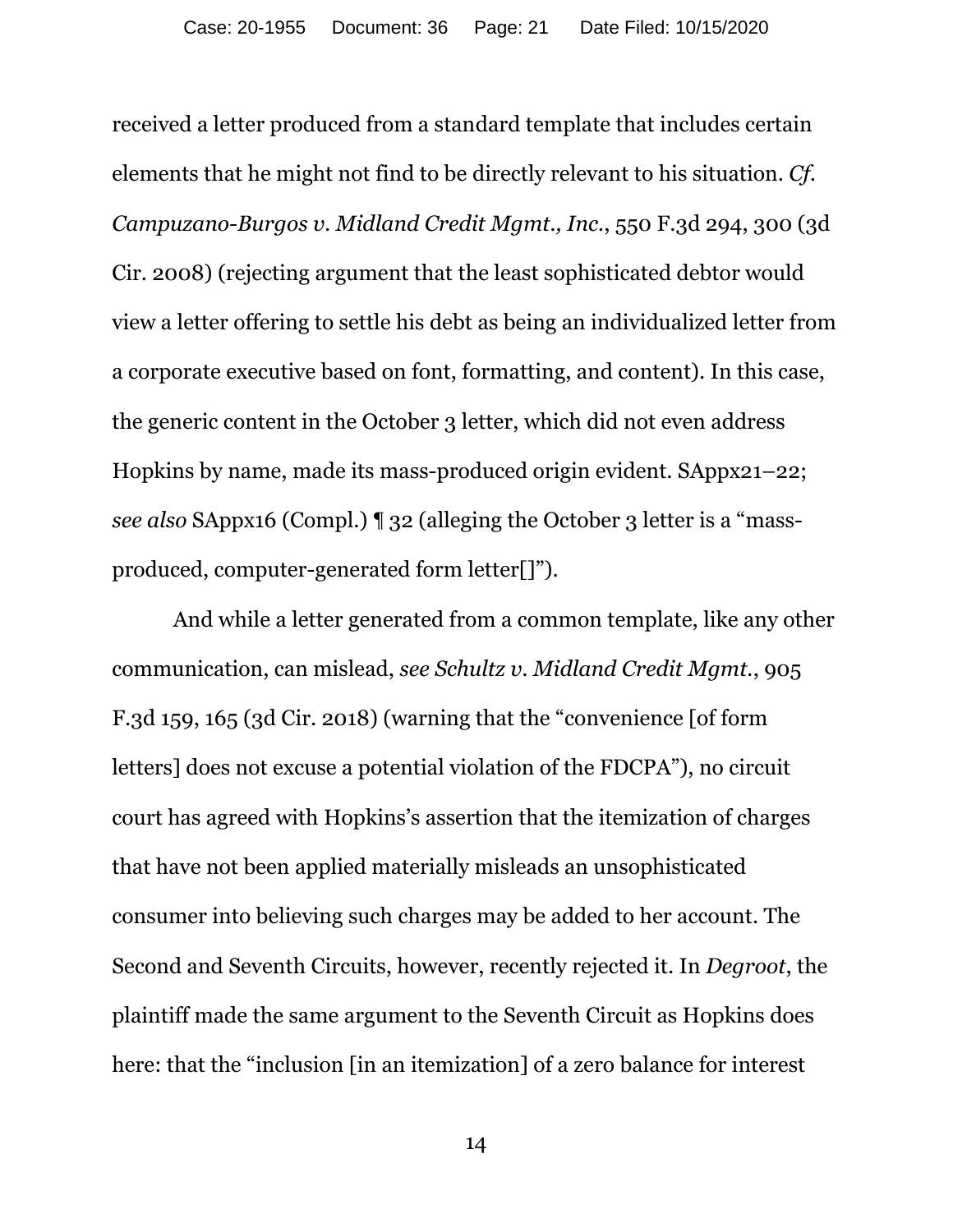received a letter produced from a standard template that includes certain elements that he might not find to be directly relevant to his situation. *Cf. Campuzano-Burgos v. Midland Credit Mgmt., Inc.*, 550 F.3d 294, 300 (3d Cir. 2008) (rejecting argument that the least sophisticated debtor would view a letter offering to settle his debt as being an individualized letter from a corporate executive based on font, formatting, and content). In this case, the generic content in the October 3 letter, which did not even address Hopkins by name, made its mass-produced origin evident. SAppx21–22; *see also* SAppx16 (Compl.) ¶ 32 (alleging the October 3 letter is a "mass-produced, computer-generated form letter[]").

And while a letter generated from a common template, like any other communication, can mislead, *see Schultz v. Midland Credit Mgmt.*, 905 F.3d 159, 165 (3d Cir. 2018) (warning that the "convenience [of form letters] does not excuse a potential violation of the FDCPA"), no circuit court has agreed with Hopkins's assertion that the itemization of charges that have not been applied materially misleads an unsophisticated consumer into believing such charges may be added to her account. The Second and Seventh Circuits, however, recently rejected it. In *Degroot*, the plaintiff made the same argument to the Seventh Circuit as Hopkins does here: that the "inclusion [in an itemization] of a zero balance for interest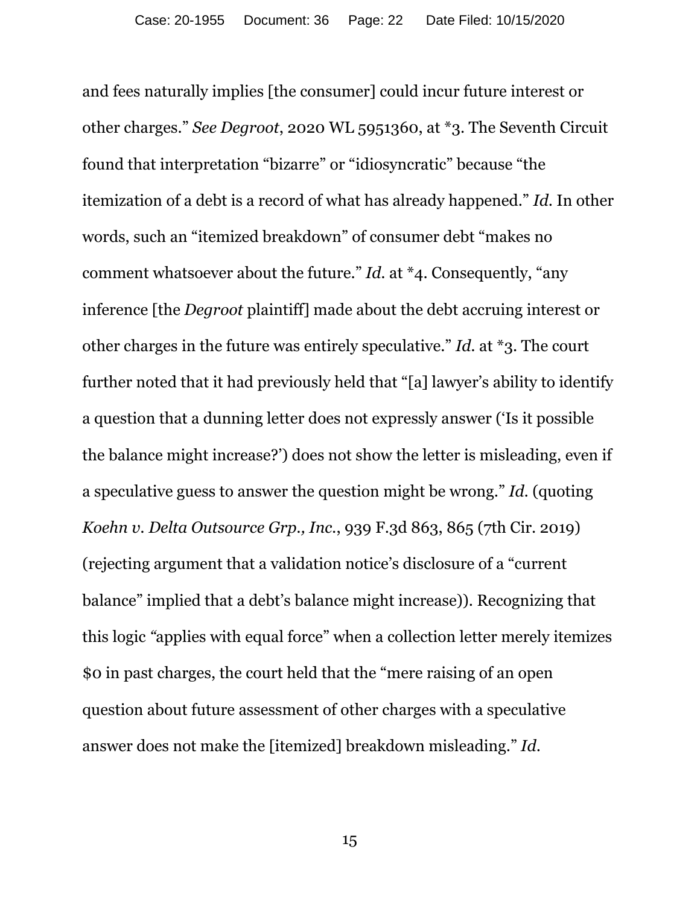and fees naturally implies [the consumer] could incur future interest or other charges." *See Degroot*, 2020 WL 5951360, at *3. The Seventh Circuit found that interpretation "bizarre" or "idiosyncratic" because "the itemization of a debt is a record of what has already happened." *Id.* In other words, such an "itemized breakdown" of consumer debt "makes no comment whatsoever about the future." *Id.* at *4. Consequently, "any inference [the *Degroot* plaintiff] made about the debt accruing interest or other charges in the future was entirely speculative." *Id.* at *3. The court further noted that it had previously held that "[a] lawyer's ability to identify a question that a dunning letter does not expressly answer ('Is it possible the balance might increase?') does not show the letter is misleading, even if a speculative guess to answer the question might be wrong." *Id.* (quoting *Koehn v. Delta Outsource Grp., Inc.*, 939 F.3d 863, 865 (7th Cir. 2019) (rejecting argument that a validation notice's disclosure of a "current balance" implied that a debt's balance might increase)). Recognizing that this logic "applies with equal force" when a collection letter merely itemizes $0 in past charges, the court held that the "mere raising of an open question about future assessment of other charges with a speculative answer does not make the [itemized] breakdown misleading." *Id.*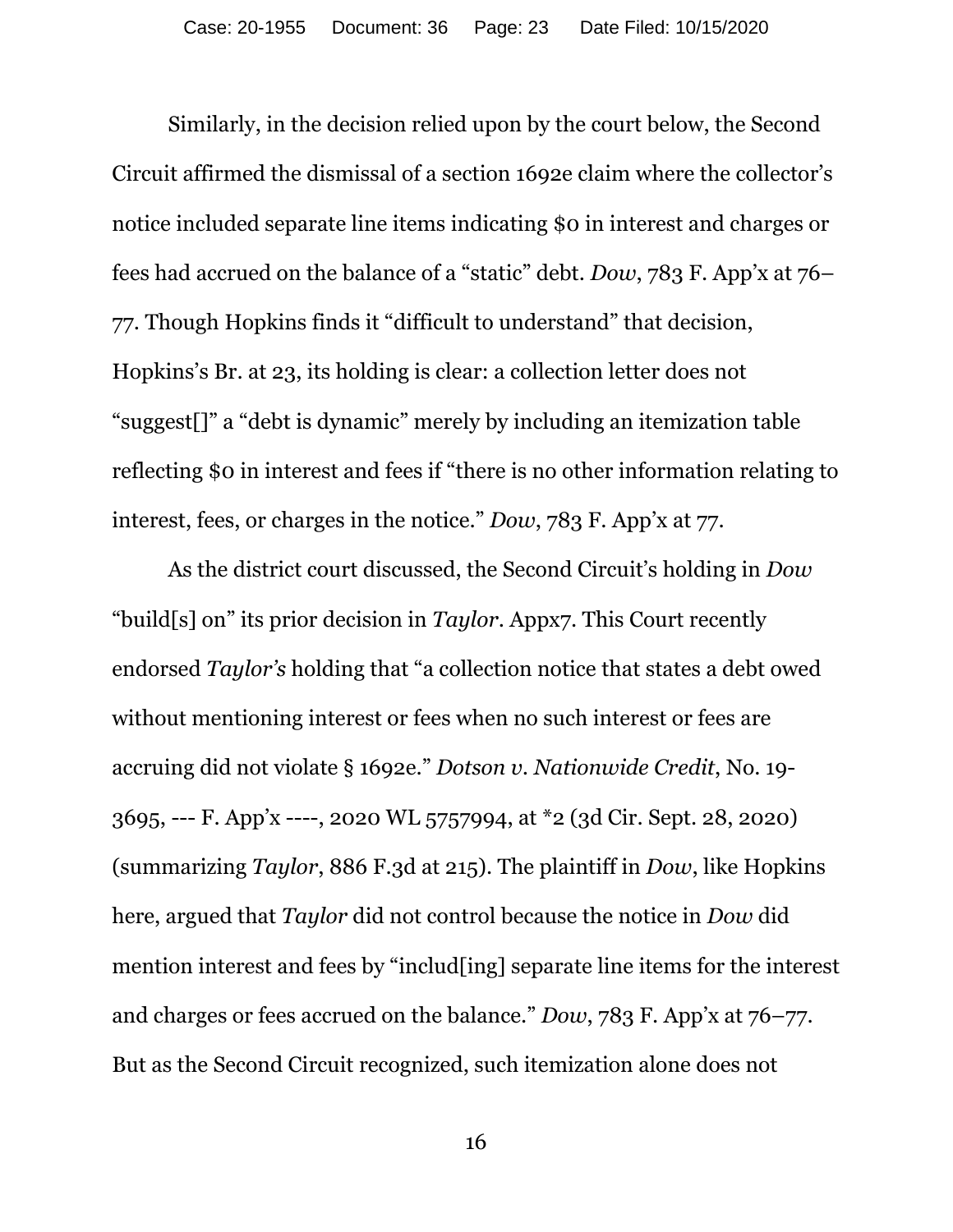Similarly, in the decision relied upon by the court below, the Second Circuit affirmed the dismissal of a section 1692e claim where the collector's notice included separate line items indicating $0 in interest and charges or fees had accrued on the balance of a "static" debt. *Dow*, 783 F. App'x at 76–77. Though Hopkins finds it "difficult to understand" that decision, Hopkins's Br. at 23, its holding is clear: a collection letter does not "suggest[]" a "debt is dynamic" merely by including an itemization table reflecting $0 in interest and fees if "there is no other information relating to interest, fees, or charges in the notice." *Dow*, 783 F. App'x at 77.

As the district court discussed, the Second Circuit's holding in *Dow* "build[s] on" its prior decision in *Taylor*. Appx7. This Court recently endorsed *Taylor's* holding that "a collection notice that states a debt owed without mentioning interest or fees when no such interest or fees are accruing did not violate § 1692e." *Dotson v. Nationwide Credit*, No. 19-3695, --- F. App'x ----, 2020 WL 5757994, at *2 (3d Cir. Sept. 28, 2020) (summarizing *Taylor*, 886 F.3d at 215). The plaintiff in *Dow*, like Hopkins here, argued that *Taylor* did not control because the notice in *Dow* did mention interest and fees by "includ[ing] separate line items for the interest and charges or fees accrued on the balance." *Dow*, 783 F. App'x at 76–77. But as the Second Circuit recognized, such itemization alone does not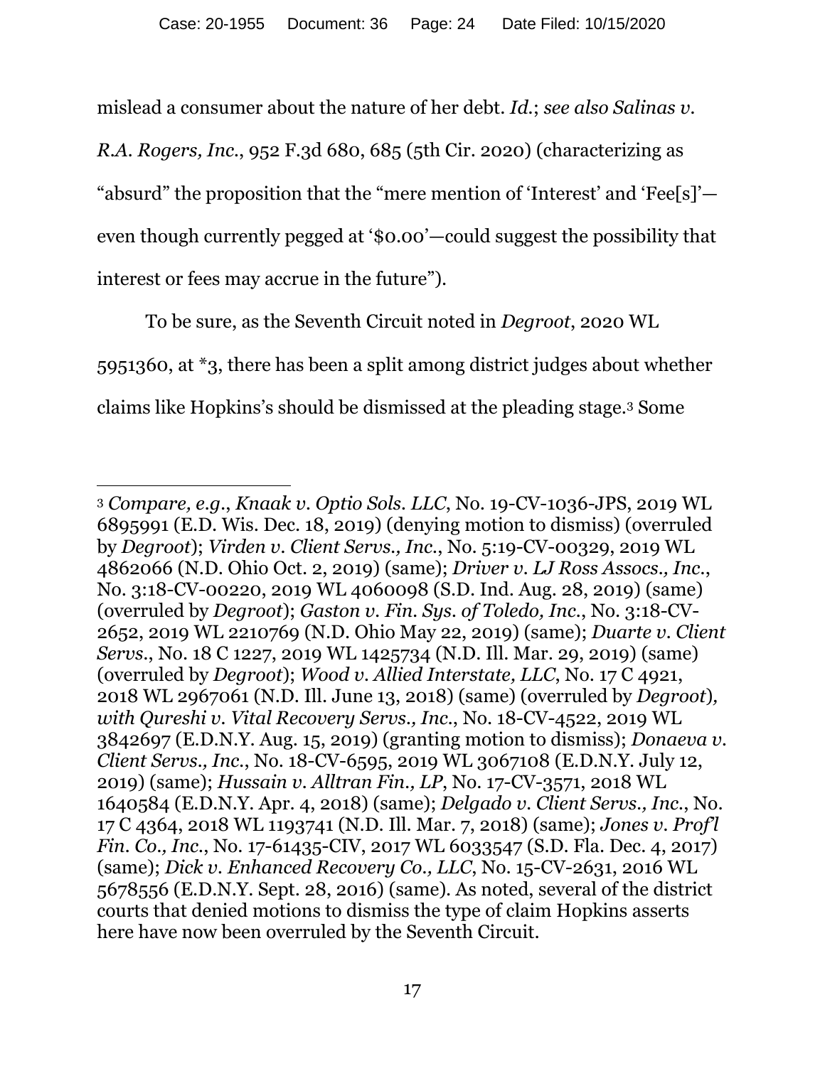mislead a consumer about the nature of her debt. *Id.*; *see also Salinas v. R.A. Rogers, Inc.*, 952 F.3d 680, 685 (5th Cir. 2020) (characterizing as "absurd" the proposition that the "mere mention of 'Interest' and 'Fee[s]'—even though currently pegged at '$0.00'—could suggest the possibility that interest or fees may accrue in the future").

To be sure, as the Seventh Circuit noted in *Degroot*, 2020 WL 5951360, at *3, there has been a split among district judges about whether claims like Hopkins's should be dismissed at the pleading stage.[3] Some

---

[3] *Compare, e.g.*, *Knaak v. Optio Sols. LLC*, No. 19-CV-1036-JPS, 2019 WL 6895991 (E.D. Wis. Dec. 18, 2019) (denying motion to dismiss) (overruled by *Degroot*); *Virden v. Client Servs., Inc.*, No. 5:19-CV-00329, 2019 WL 4862066 (N.D. Ohio Oct. 2, 2019) (same); *Driver v. LJ Ross Assocs., Inc.*, No. 3:18-CV-00220, 2019 WL 4060098 (S.D. Ind. Aug. 28, 2019) (same) (overruled by *Degroot*); *Gaston v. Fin. Sys. of Toledo, Inc.*, No. 3:18-CV-2652, 2019 WL 2210769 (N.D. Ohio May 22, 2019) (same); *Duarte v. Client Servs.*, No. 18 C 1227, 2019 WL 1425734 (N.D. Ill. Mar. 29, 2019) (same) (overruled by *Degroot*); *Wood v. Allied Interstate, LLC*, No. 17 C 4921, 2018 WL 2967061 (N.D. Ill. June 13, 2018) (same) (overruled by *Degroot*), *with Qureshi v. Vital Recovery Servs., Inc.*, No. 18-CV-4522, 2019 WL 3842697 (E.D.N.Y. Aug. 15, 2019) (granting motion to dismiss); *Donaeva v. Client Servs., Inc.*, No. 18-CV-6595, 2019 WL 3067108 (E.D.N.Y. July 12, 2019) (same); *Hussain v. Alltran Fin., LP*, No. 17-CV-3571, 2018 WL 1640584 (E.D.N.Y. Apr. 4, 2018) (same); *Delgado v. Client Servs., Inc.*, No. 17 C 4364, 2018 WL 1193741 (N.D. Ill. Mar. 7, 2018) (same); *Jones v. Prof'l Fin. Co., Inc.*, No. 17-61435-CIV, 2017 WL 6033547 (S.D. Fla. Dec. 4, 2017) (same); *Dick v. Enhanced Recovery Co., LLC*, No. 15-CV-2631, 2016 WL 5678556 (E.D.N.Y. Sept. 28, 2016) (same). As noted, several of the district courts that denied motions to dismiss the type of claim Hopkins asserts here have now been overruled by the Seventh Circuit.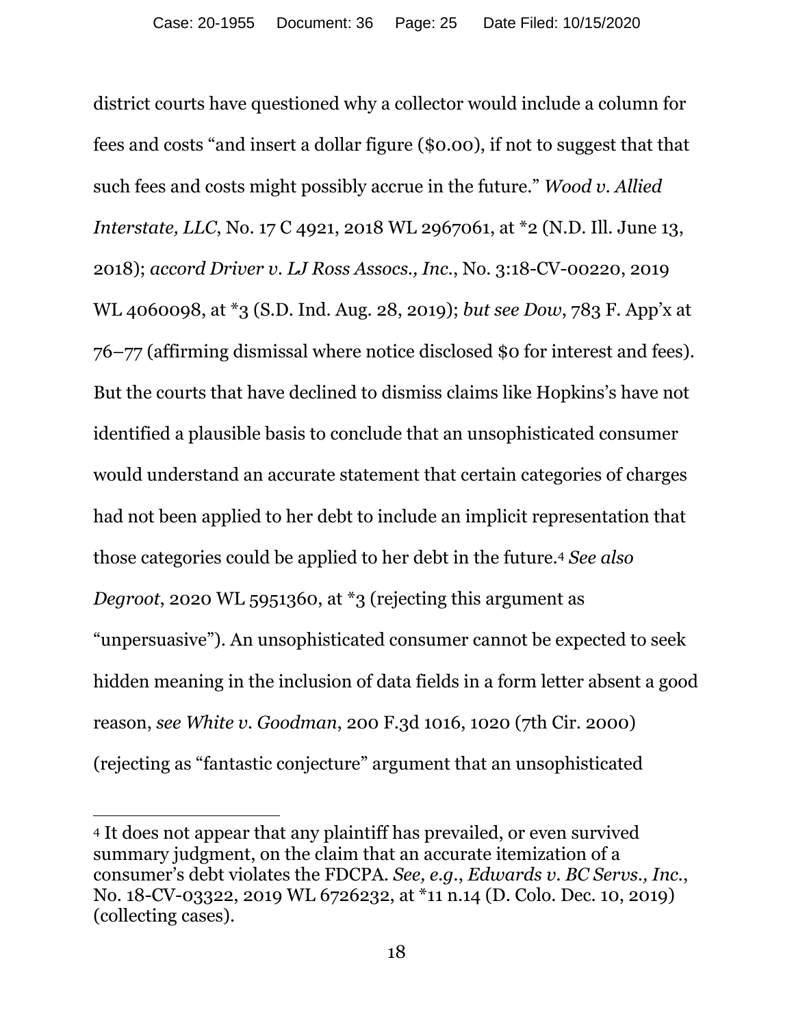district courts have questioned why a collector would include a column for fees and costs "and insert a dollar figure ($0.00), if not to suggest that that such fees and costs might possibly accrue in the future." *Wood v. Allied Interstate, LLC*, No. 17 C 4921, 2018 WL 2967061, at *2 (N.D. Ill. June 13, 2018); *accord Driver v. LJ Ross Assocs., Inc.*, No. 3:18-CV-00220, 2019 WL 4060098, at *3 (S.D. Ind. Aug. 28, 2019); *but see Dow*, 783 F. App'x at 76–77 (affirming dismissal where notice disclosed $0 for interest and fees). But the courts that have declined to dismiss claims like Hopkins's have not identified a plausible basis to conclude that an unsophisticated consumer would understand an accurate statement that certain categories of charges had not been applied to her debt to include an implicit representation that those categories could be applied to her debt in the future.[4] *See also Degroot*, 2020 WL 5951360, at *3 (rejecting this argument as "unpersuasive"). An unsophisticated consumer cannot be expected to seek hidden meaning in the inclusion of data fields in a form letter absent a good reason, *see White v. Goodman*, 200 F.3d 1016, 1020 (7th Cir. 2000) (rejecting as "fantastic conjecture" argument that an unsophisticated

---

[4] It does not appear that any plaintiff has prevailed, or even survived summary judgment, on the claim that an accurate itemization of a consumer's debt violates the FDCPA. *See, e.g.*, *Edwards v. BC Servs., Inc.*, No. 18-CV-03322, 2019 WL 6726232, at *11 n.14 (D. Colo. Dec. 10, 2019) (collecting cases).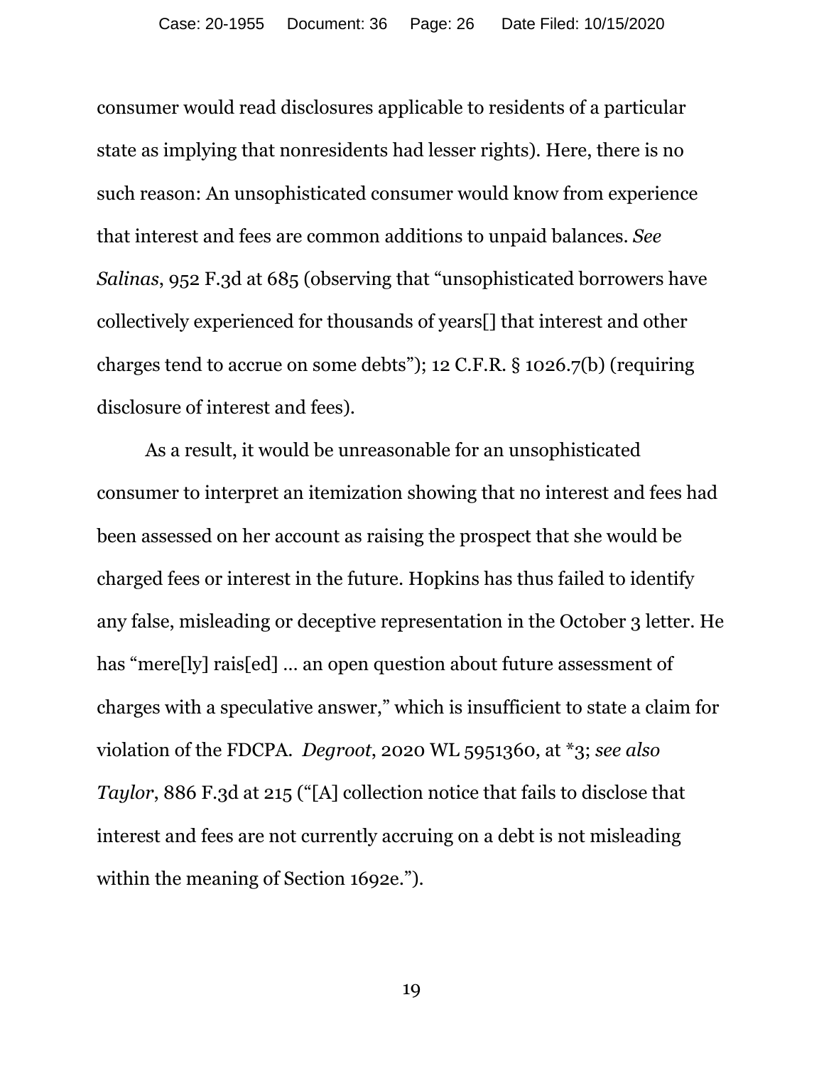consumer would read disclosures applicable to residents of a particular state as implying that nonresidents had lesser rights). Here, there is no such reason: An unsophisticated consumer would know from experience that interest and fees are common additions to unpaid balances. *See Salinas*, 952 F.3d at 685 (observing that "unsophisticated borrowers have collectively experienced for thousands of years[] that interest and other charges tend to accrue on some debts"); 12 C.F.R. § 1026.7(b) (requiring disclosure of interest and fees).

As a result, it would be unreasonable for an unsophisticated consumer to interpret an itemization showing that no interest and fees had been assessed on her account as raising the prospect that she would be charged fees or interest in the future. Hopkins has thus failed to identify any false, misleading or deceptive representation in the October 3 letter. He has "mere[ly] rais[ed] … an open question about future assessment of charges with a speculative answer," which is insufficient to state a claim for violation of the FDCPA. *Degroot*, 2020 WL 5951360, at *3; *see also Taylor*, 886 F.3d at 215 ("[A] collection notice that fails to disclose that interest and fees are not currently accruing on a debt is not misleading within the meaning of Section 1692e.").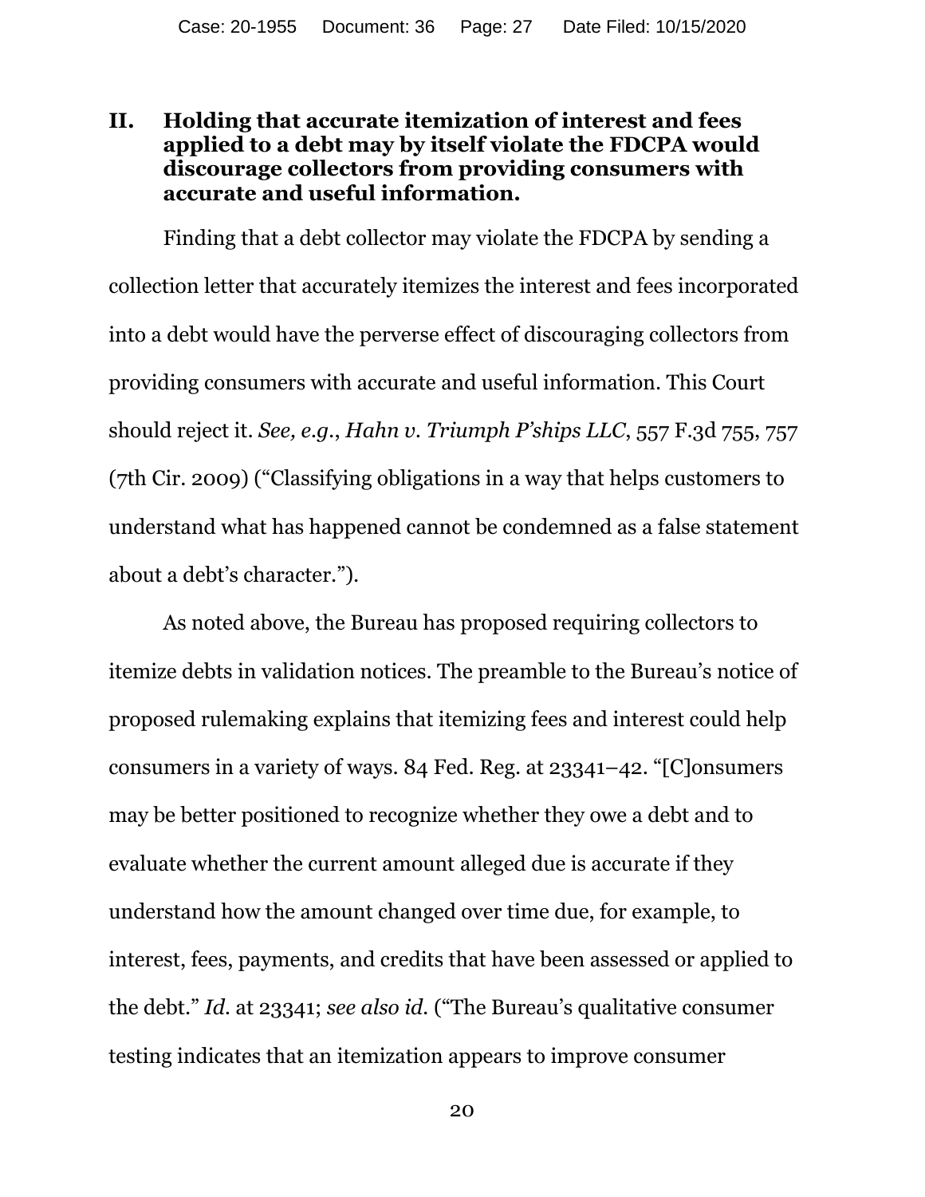## II. Holding that accurate itemization of interest and fees applied to a debt may by itself violate the FDCPA would discourage collectors from providing consumers with accurate and useful information.

Finding that a debt collector may violate the FDCPA by sending a collection letter that accurately itemizes the interest and fees incorporated into a debt would have the perverse effect of discouraging collectors from providing consumers with accurate and useful information. This Court should reject it. *See, e.g.*, *Hahn v. Triumph P'ships LLC*, 557 F.3d 755, 757 (7th Cir. 2009) ("Classifying obligations in a way that helps customers to understand what has happened cannot be condemned as a false statement about a debt's character.").

As noted above, the Bureau has proposed requiring collectors to itemize debts in validation notices. The preamble to the Bureau's notice of proposed rulemaking explains that itemizing fees and interest could help consumers in a variety of ways. 84 Fed. Reg. at 23341–42. "[C]onsumers may be better positioned to recognize whether they owe a debt and to evaluate whether the current amount alleged due is accurate if they understand how the amount changed over time due, for example, to interest, fees, payments, and credits that have been assessed or applied to the debt." *Id.* at 23341; *see also id.* ("The Bureau's qualitative consumer testing indicates that an itemization appears to improve consumer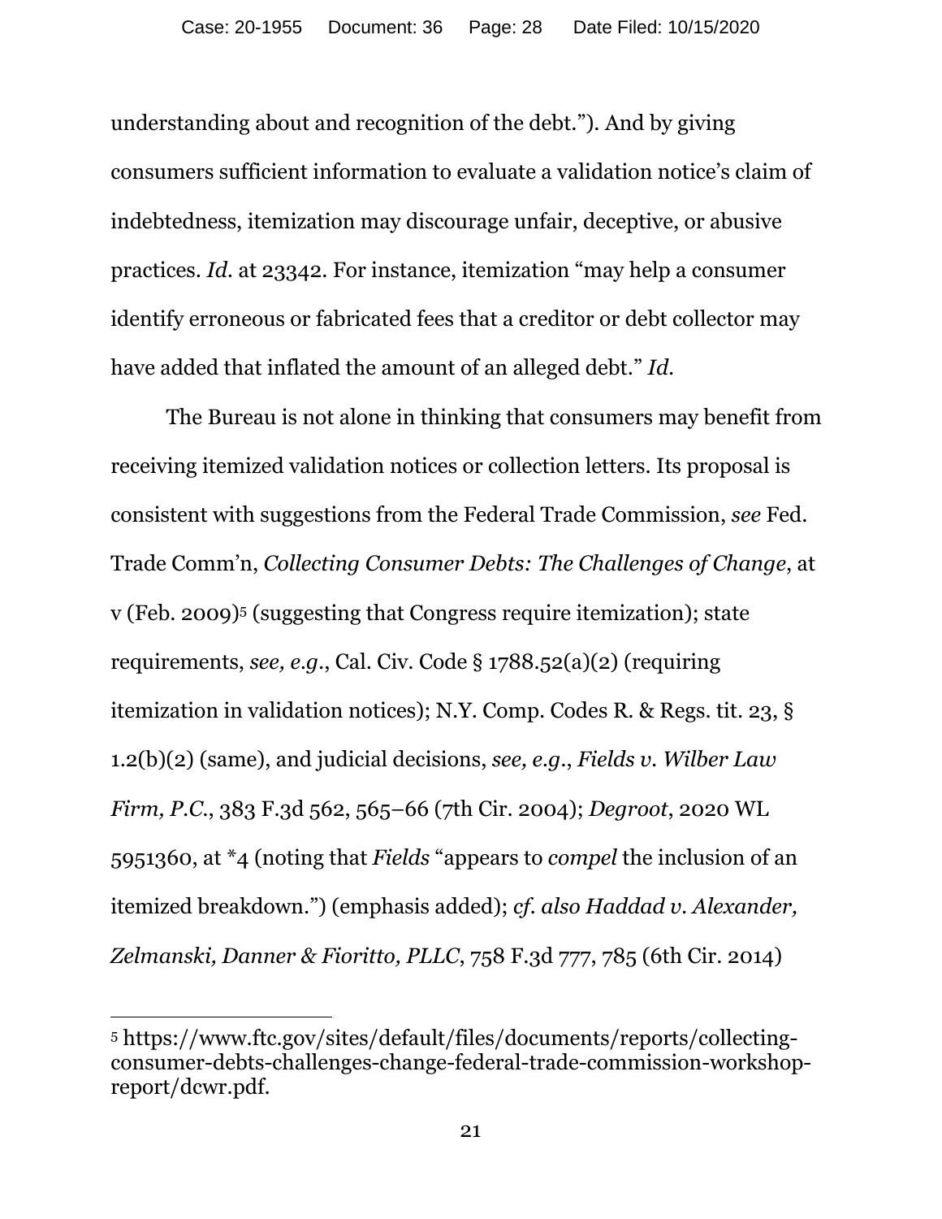understanding about and recognition of the debt."). And by giving consumers sufficient information to evaluate a validation notice's claim of indebtedness, itemization may discourage unfair, deceptive, or abusive practices. *Id.* at 23342. For instance, itemization "may help a consumer identify erroneous or fabricated fees that a creditor or debt collector may have added that inflated the amount of an alleged debt." *Id.*

The Bureau is not alone in thinking that consumers may benefit from receiving itemized validation notices or collection letters. Its proposal is consistent with suggestions from the Federal Trade Commission, *see* Fed. Trade Comm'n, *Collecting Consumer Debts: The Challenges of Change*, at v (Feb. 2009)[5] (suggesting that Congress require itemization); state requirements, *see, e.g.*, Cal. Civ. Code § 1788.52(a)(2) (requiring itemization in validation notices); N.Y. Comp. Codes R. & Regs. tit. 23, § 1.2(b)(2) (same), and judicial decisions, *see, e.g.*, *Fields v. Wilber Law Firm, P.C.*, 383 F.3d 562, 565–66 (7th Cir. 2004); *Degroot*, 2020 WL 5951360, at *4 (noting that *Fields* "appears to *compel* the inclusion of an itemized breakdown.") (emphasis added); *cf. also Haddad v. Alexander, Zelmanski, Danner & Fioritto, PLLC*, 758 F.3d 777, 785 (6th Cir. 2014)

---

[5] https://www.ftc.gov/sites/default/files/documents/reports/collecting-consumer-debts-challenges-change-federal-trade-commission-workshop-report/dcwr.pdf.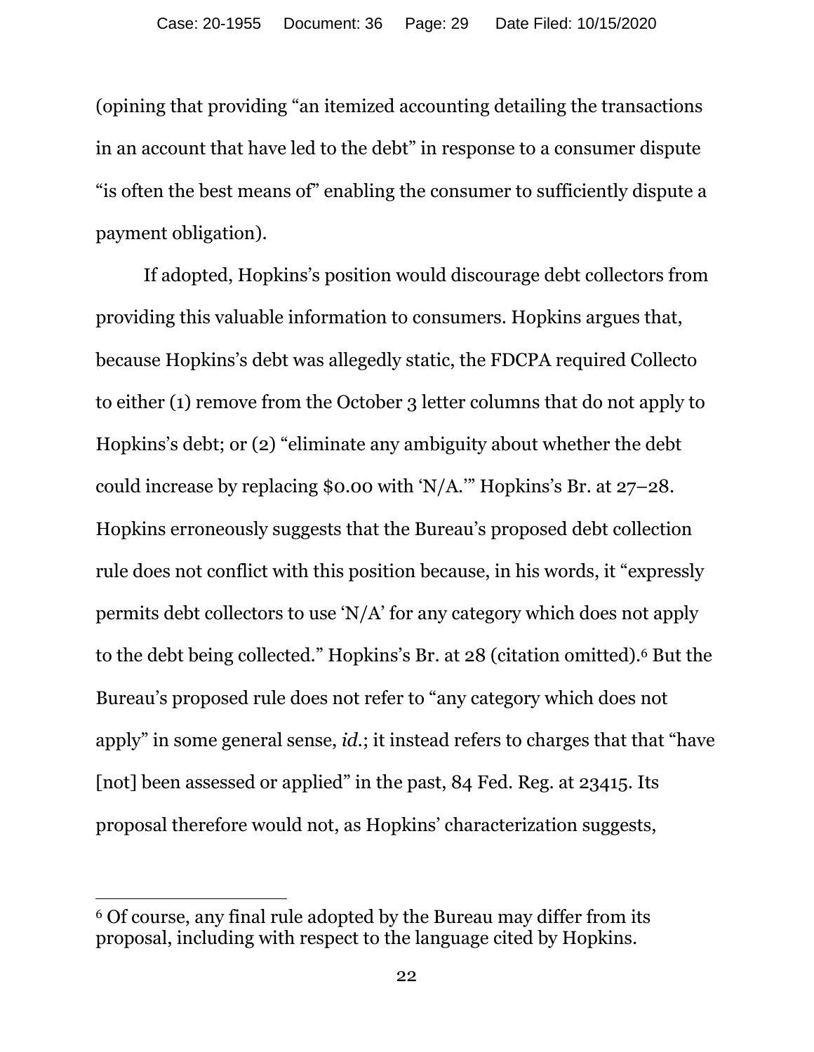(opining that providing "an itemized accounting detailing the transactions in an account that have led to the debt" in response to a consumer dispute "is often the best means of" enabling the consumer to sufficiently dispute a payment obligation).

If adopted, Hopkins's position would discourage debt collectors from providing this valuable information to consumers. Hopkins argues that, because Hopkins's debt was allegedly static, the FDCPA required Collecto to either (1) remove from the October 3 letter columns that do not apply to Hopkins's debt; or (2) "eliminate any ambiguity about whether the debt could increase by replacing $0.00 with 'N/A.'" Hopkins's Br. at 27–28. Hopkins erroneously suggests that the Bureau's proposed debt collection rule does not conflict with this position because, in his words, it "expressly permits debt collectors to use 'N/A' for any category which does not apply to the debt being collected." Hopkins's Br. at 28 (citation omitted).[6] But the Bureau's proposed rule does not refer to "any category which does not apply" in some general sense, *id.*; it instead refers to charges that that "have [not] been assessed or applied" in the past, 84 Fed. Reg. at 23415. Its proposal therefore would not, as Hopkins' characterization suggests,

[6] Of course, any final rule adopted by the Bureau may differ from its proposal, including with respect to the language cited by Hopkins.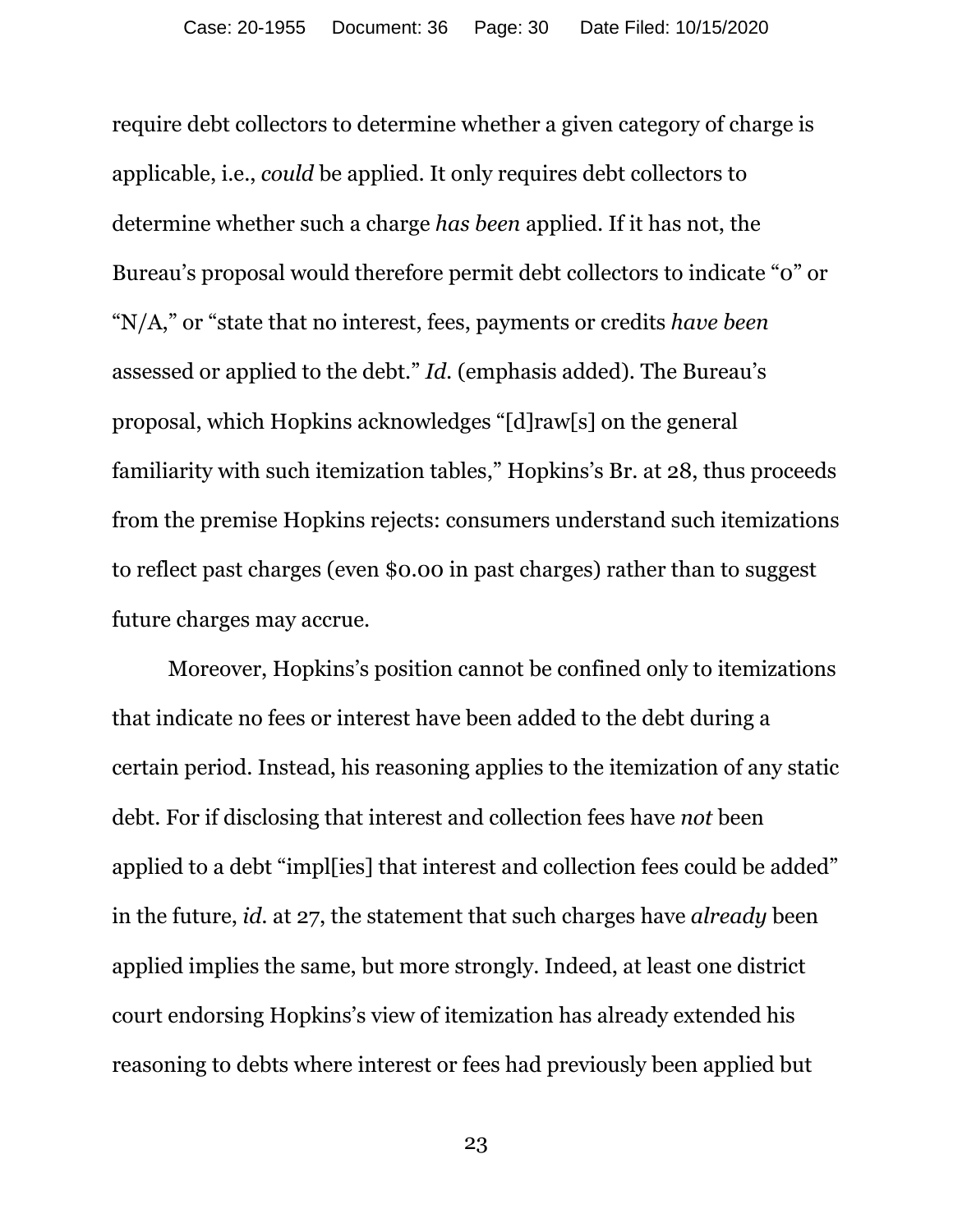require debt collectors to determine whether a given category of charge is applicable, i.e., *could* be applied. It only requires debt collectors to determine whether such a charge *has been* applied. If it has not, the Bureau's proposal would therefore permit debt collectors to indicate "0" or "N/A," or "state that no interest, fees, payments or credits *have been* assessed or applied to the debt." *Id.* (emphasis added). The Bureau's proposal, which Hopkins acknowledges "[d]raw[s] on the general familiarity with such itemization tables," Hopkins's Br. at 28, thus proceeds from the premise Hopkins rejects: consumers understand such itemizations to reflect past charges (even $0.00 in past charges) rather than to suggest future charges may accrue.

Moreover, Hopkins's position cannot be confined only to itemizations that indicate no fees or interest have been added to the debt during a certain period. Instead, his reasoning applies to the itemization of any static debt. For if disclosing that interest and collection fees have *not* been applied to a debt "impl[ies] that interest and collection fees could be added" in the future, *id.* at 27, the statement that such charges have *already* been applied implies the same, but more strongly. Indeed, at least one district court endorsing Hopkins's view of itemization has already extended his reasoning to debts where interest or fees had previously been applied but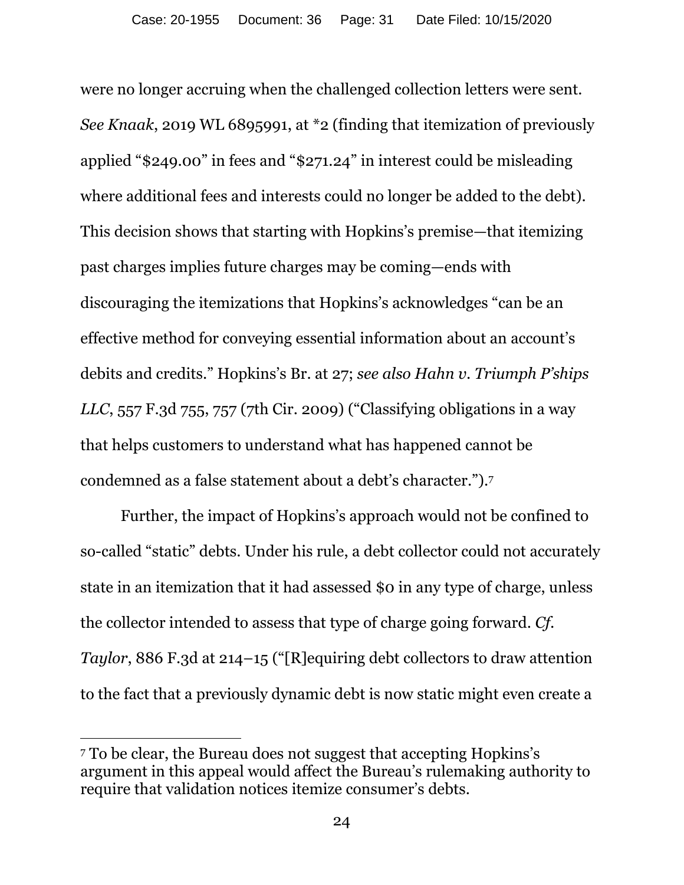were no longer accruing when the challenged collection letters were sent. *See Knaak*, 2019 WL 6895991, at *2 (finding that itemization of previously applied "$249.00" in fees and "$271.24" in interest could be misleading where additional fees and interests could no longer be added to the debt). This decision shows that starting with Hopkins's premise—that itemizing past charges implies future charges may be coming—ends with discouraging the itemizations that Hopkins's acknowledges "can be an effective method for conveying essential information about an account's debits and credits." Hopkins's Br. at 27; *see also Hahn v. Triumph P'ships LLC*, 557 F.3d 755, 757 (7th Cir. 2009) ("Classifying obligations in a way that helps customers to understand what has happened cannot be condemned as a false statement about a debt's character.").[7]

Further, the impact of Hopkins's approach would not be confined to so-called "static" debts. Under his rule, a debt collector could not accurately state in an itemization that it had assessed $0 in any type of charge, unless the collector intended to assess that type of charge going forward. *Cf. Taylor*, 886 F.3d at 214–15 ("[R]equiring debt collectors to draw attention to the fact that a previously dynamic debt is now static might even create a

---

[7] To be clear, the Bureau does not suggest that accepting Hopkins's argument in this appeal would affect the Bureau's rulemaking authority to require that validation notices itemize consumer's debts.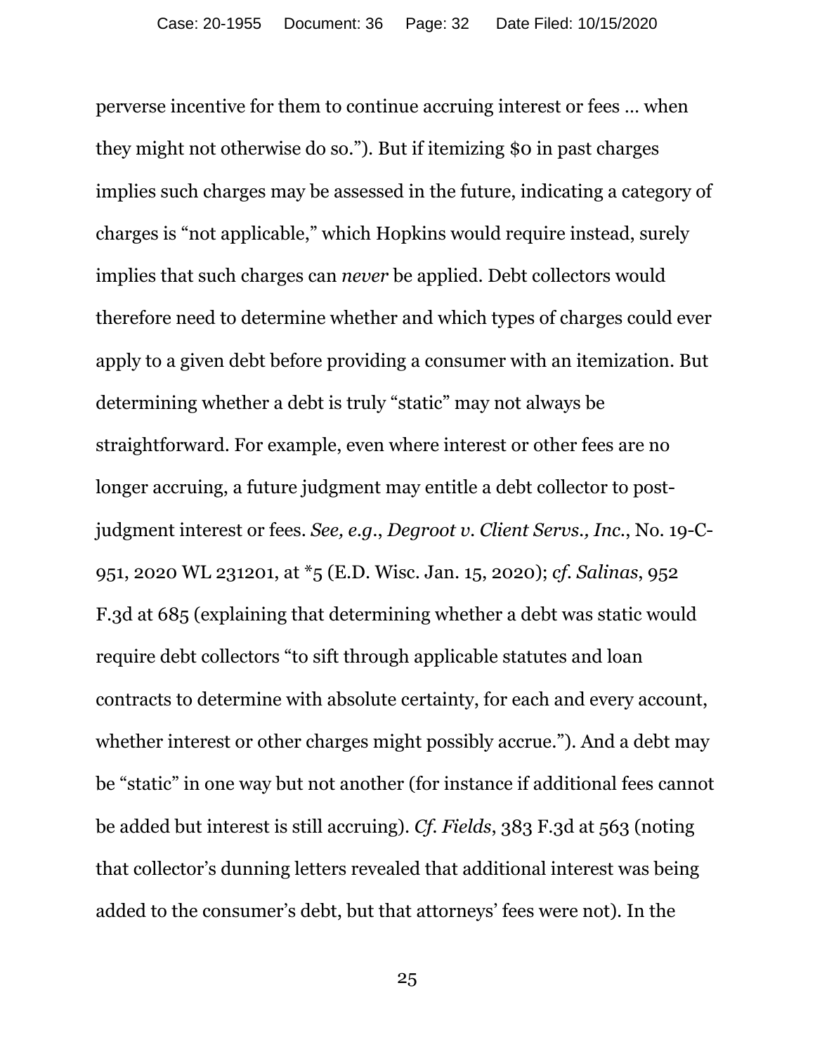perverse incentive for them to continue accruing interest or fees … when they might not otherwise do so."). But if itemizing $0 in past charges implies such charges may be assessed in the future, indicating a category of charges is "not applicable," which Hopkins would require instead, surely implies that such charges can *never* be applied. Debt collectors would therefore need to determine whether and which types of charges could ever apply to a given debt before providing a consumer with an itemization. But determining whether a debt is truly "static" may not always be straightforward. For example, even where interest or other fees are no longer accruing, a future judgment may entitle a debt collector to post-judgment interest or fees. *See, e.g.*, *Degroot v. Client Servs., Inc.*, No. 19-C-951, 2020 WL 231201, at *5 (E.D. Wisc. Jan. 15, 2020); *cf. Salinas*, 952 F.3d at 685 (explaining that determining whether a debt was static would require debt collectors "to sift through applicable statutes and loan contracts to determine with absolute certainty, for each and every account, whether interest or other charges might possibly accrue."). And a debt may be "static" in one way but not another (for instance if additional fees cannot be added but interest is still accruing). *Cf. Fields*, 383 F.3d at 563 (noting that collector's dunning letters revealed that additional interest was being added to the consumer's debt, but that attorneys' fees were not). In the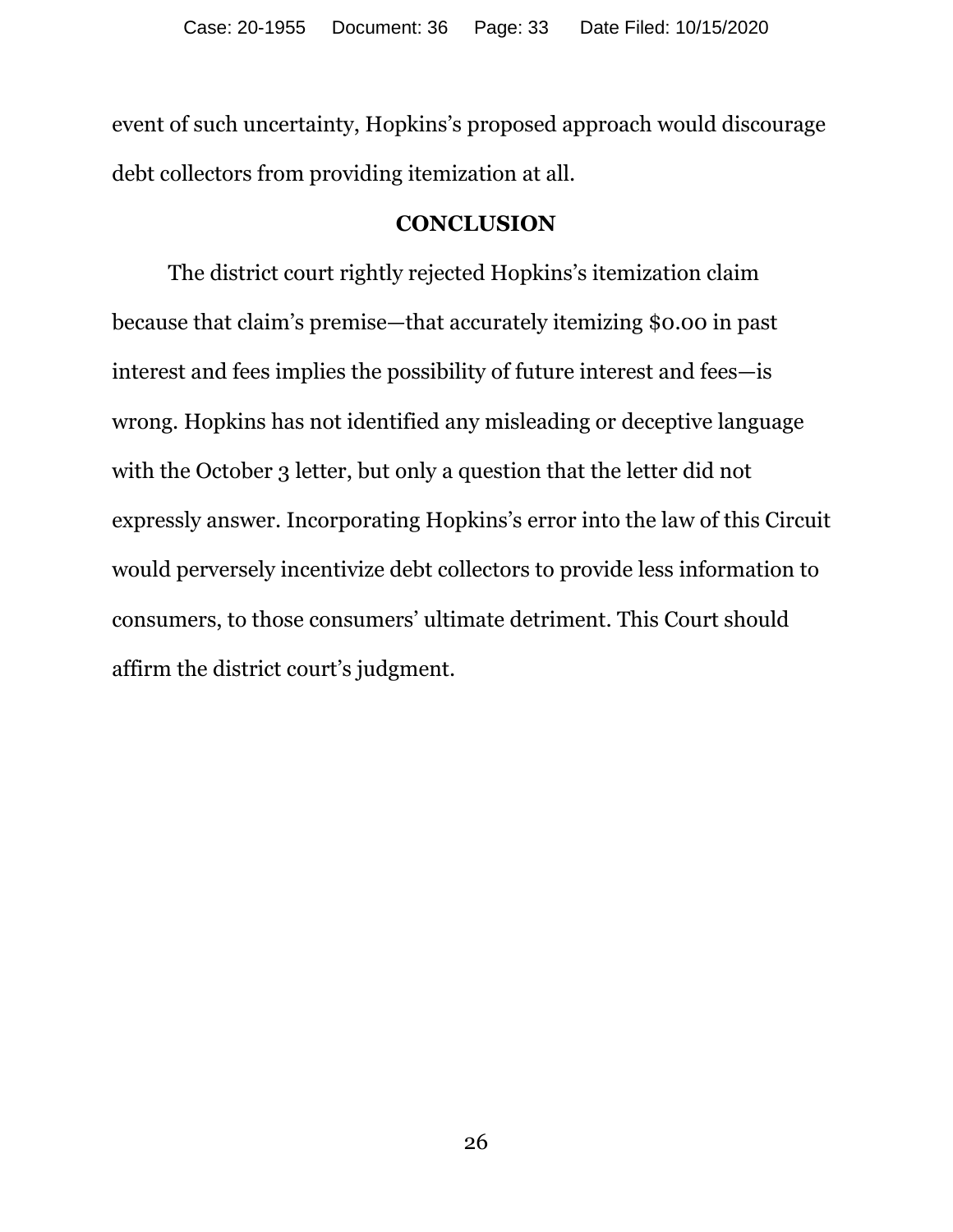event of such uncertainty, Hopkins's proposed approach would discourage debt collectors from providing itemization at all.

## CONCLUSION

The district court rightly rejected Hopkins's itemization claim because that claim's premise—that accurately itemizing $0.00 in past interest and fees implies the possibility of future interest and fees—is wrong. Hopkins has not identified any misleading or deceptive language with the October 3 letter, but only a question that the letter did not expressly answer. Incorporating Hopkins's error into the law of this Circuit would perversely incentivize debt collectors to provide less information to consumers, to those consumers' ultimate detriment. This Court should affirm the district court's judgment.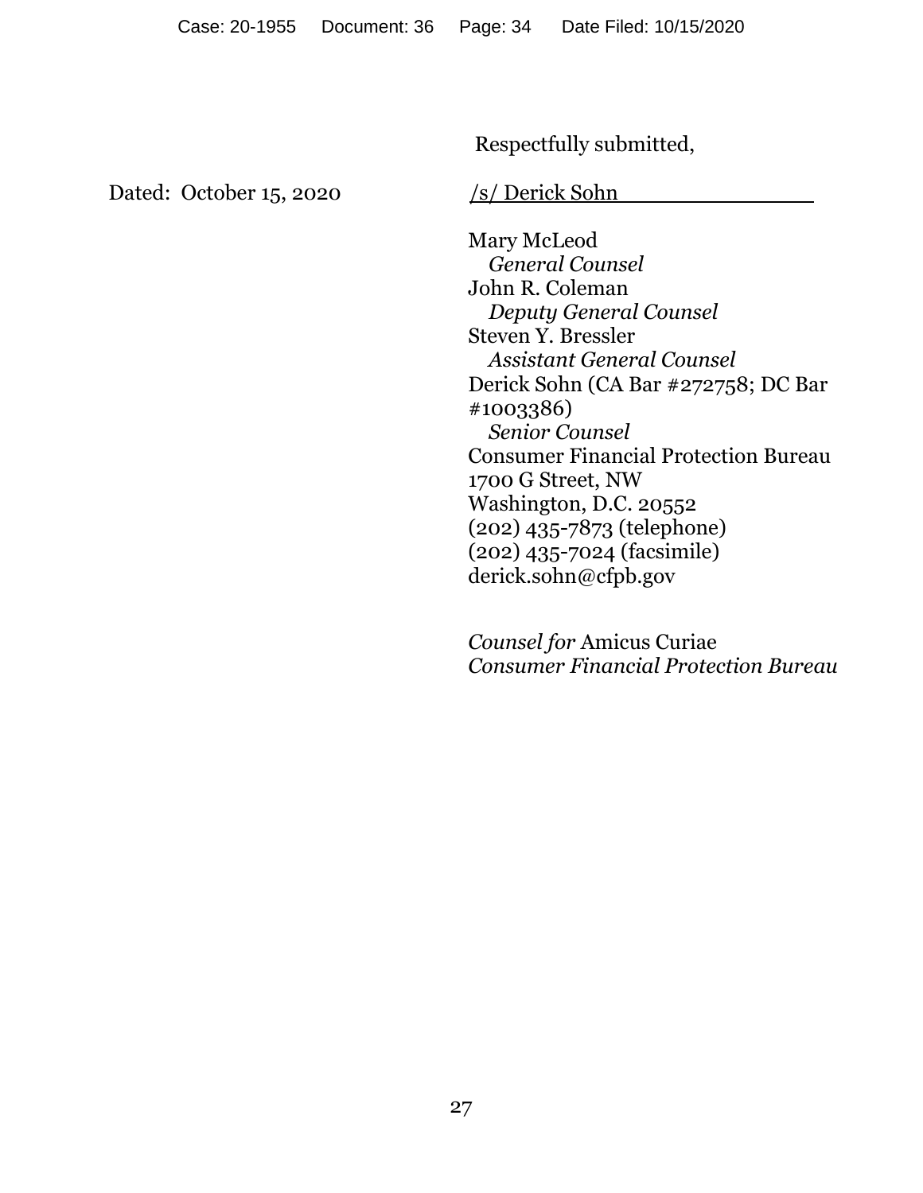Respectfully submitted,

Dated: October 15, 2020

/s/ Derick Sohn

Mary McLeod
*General Counsel*
John R. Coleman
*Deputy General Counsel*
Steven Y. Bressler
*Assistant General Counsel*
Derick Sohn (CA Bar #272758; DC Bar #1003386)
*Senior Counsel*
Consumer Financial Protection Bureau
1700 G Street, NW
Washington, D.C. 20552
(202) 435-7873 (telephone)
(202) 435-7024 (facsimile)
derick.sohn@cfpb.gov

*Counsel for* Amicus Curiae
*Consumer Financial Protection Bureau*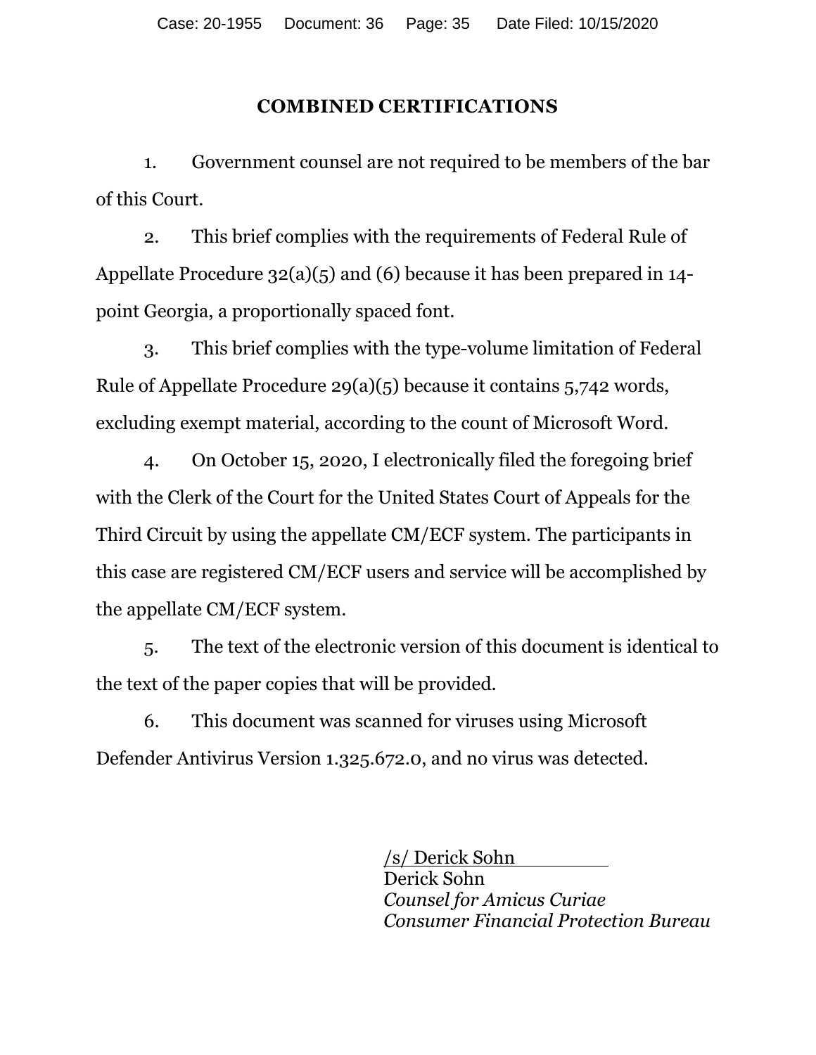## COMBINED CERTIFICATIONS

1. Government counsel are not required to be members of the bar of this Court.

2. This brief complies with the requirements of Federal Rule of Appellate Procedure 32(a)(5) and (6) because it has been prepared in 14-point Georgia, a proportionally spaced font.

3. This brief complies with the type-volume limitation of Federal Rule of Appellate Procedure 29(a)(5) because it contains 5,742 words, excluding exempt material, according to the count of Microsoft Word.

4. On October 15, 2020, I electronically filed the foregoing brief with the Clerk of the Court for the United States Court of Appeals for the Third Circuit by using the appellate CM/ECF system. The participants in this case are registered CM/ECF users and service will be accomplished by the appellate CM/ECF system.

5. The text of the electronic version of this document is identical to the text of the paper copies that will be provided.

6. This document was scanned for viruses using Microsoft Defender Antivirus Version 1.325.672.0, and no virus was detected.

/s/ Derick Sohn
Derick Sohn
*Counsel for Amicus Curiae*
*Consumer Financial Protection Bureau*